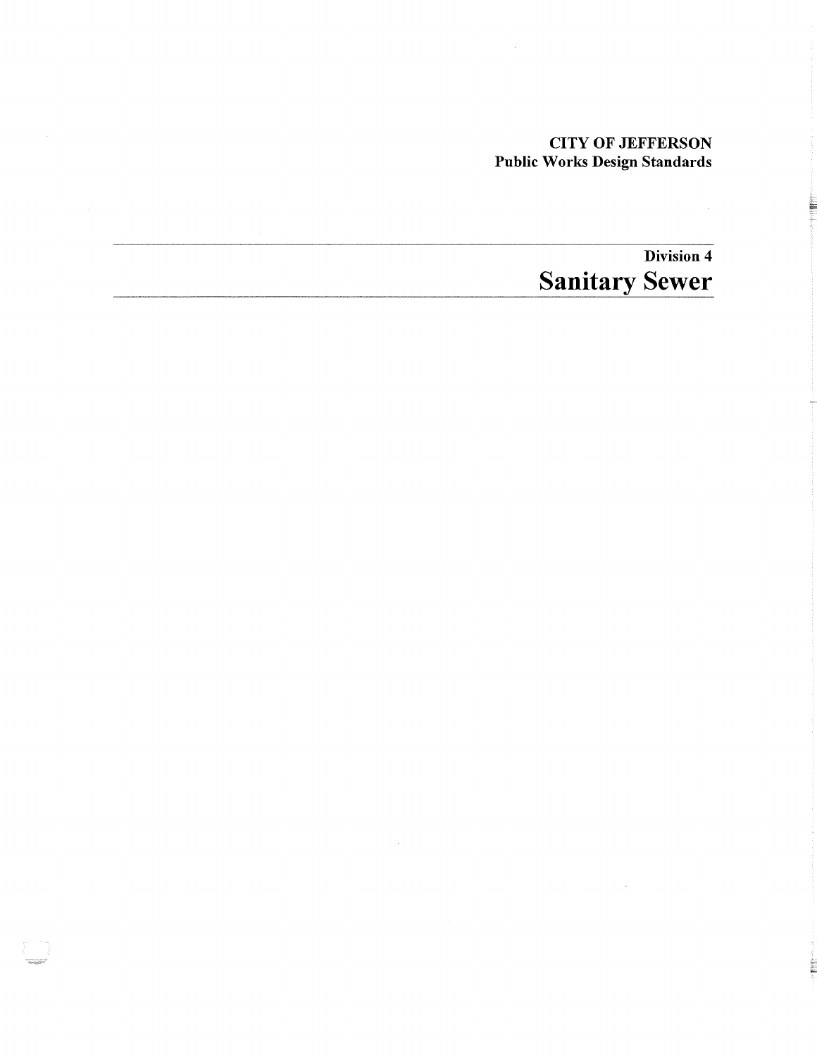**CITY OF JEFFERSON**
**Public Works Design Standards**

---

**Division 4**

# Sanitary Sewer

---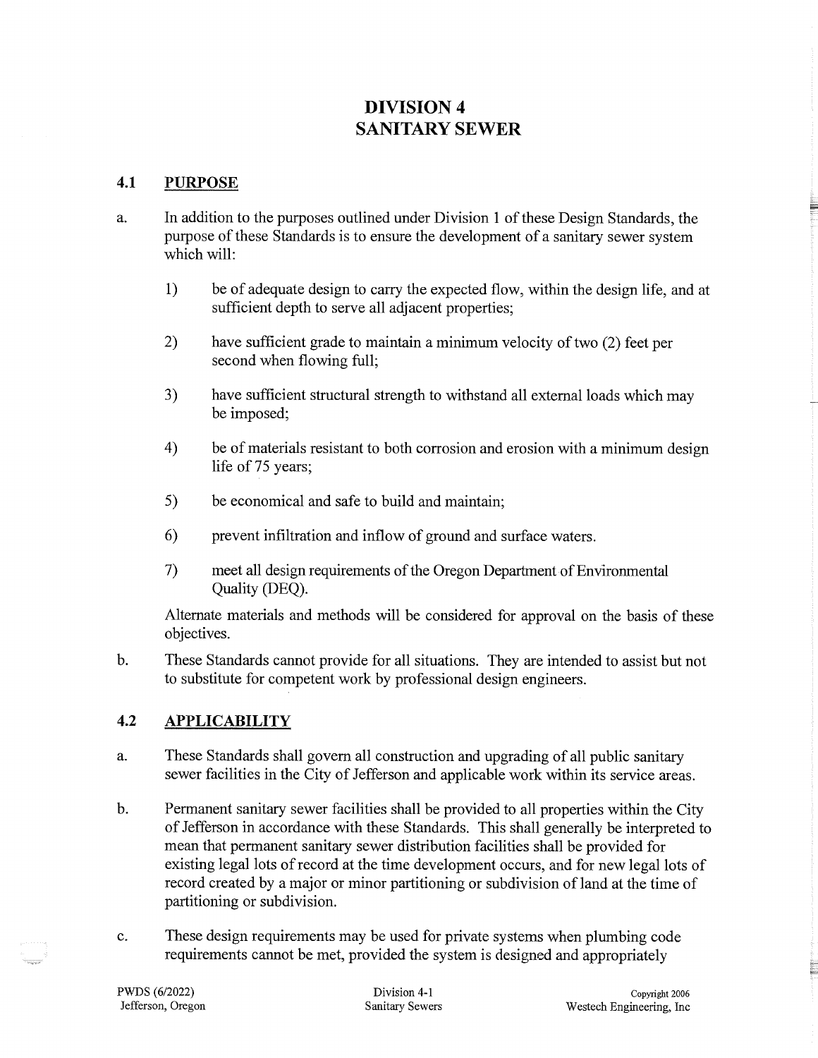# DIVISION 4
# SANITARY SEWER

## 4.1 PURPOSE

a. In addition to the purposes outlined under Division 1 of these Design Standards, the purpose of these Standards is to ensure the development of a sanitary sewer system which will:

   1) be of adequate design to carry the expected flow, within the design life, and at sufficient depth to serve all adjacent properties;

   2) have sufficient grade to maintain a minimum velocity of two (2) feet per second when flowing full;

   3) have sufficient structural strength to withstand all external loads which may be imposed;

   4) be of materials resistant to both corrosion and erosion with a minimum design life of 75 years;

   5) be economical and safe to build and maintain;

   6) prevent infiltration and inflow of ground and surface waters.

   7) meet all design requirements of the Oregon Department of Environmental Quality (DEQ).

   Alternate materials and methods will be considered for approval on the basis of these objectives.

b. These Standards cannot provide for all situations. They are intended to assist but not to substitute for competent work by professional design engineers.

## 4.2 APPLICABILITY

a. These Standards shall govern all construction and upgrading of all public sanitary sewer facilities in the City of Jefferson and applicable work within its service areas.

b. Permanent sanitary sewer facilities shall be provided to all properties within the City of Jefferson in accordance with these Standards. This shall generally be interpreted to mean that permanent sanitary sewer distribution facilities shall be provided for existing legal lots of record at the time development occurs, and for new legal lots of record created by a major or minor partitioning or subdivision of land at the time of partitioning or subdivision.

c. These design requirements may be used for private systems when plumbing code requirements cannot be met, provided the system is designed and appropriately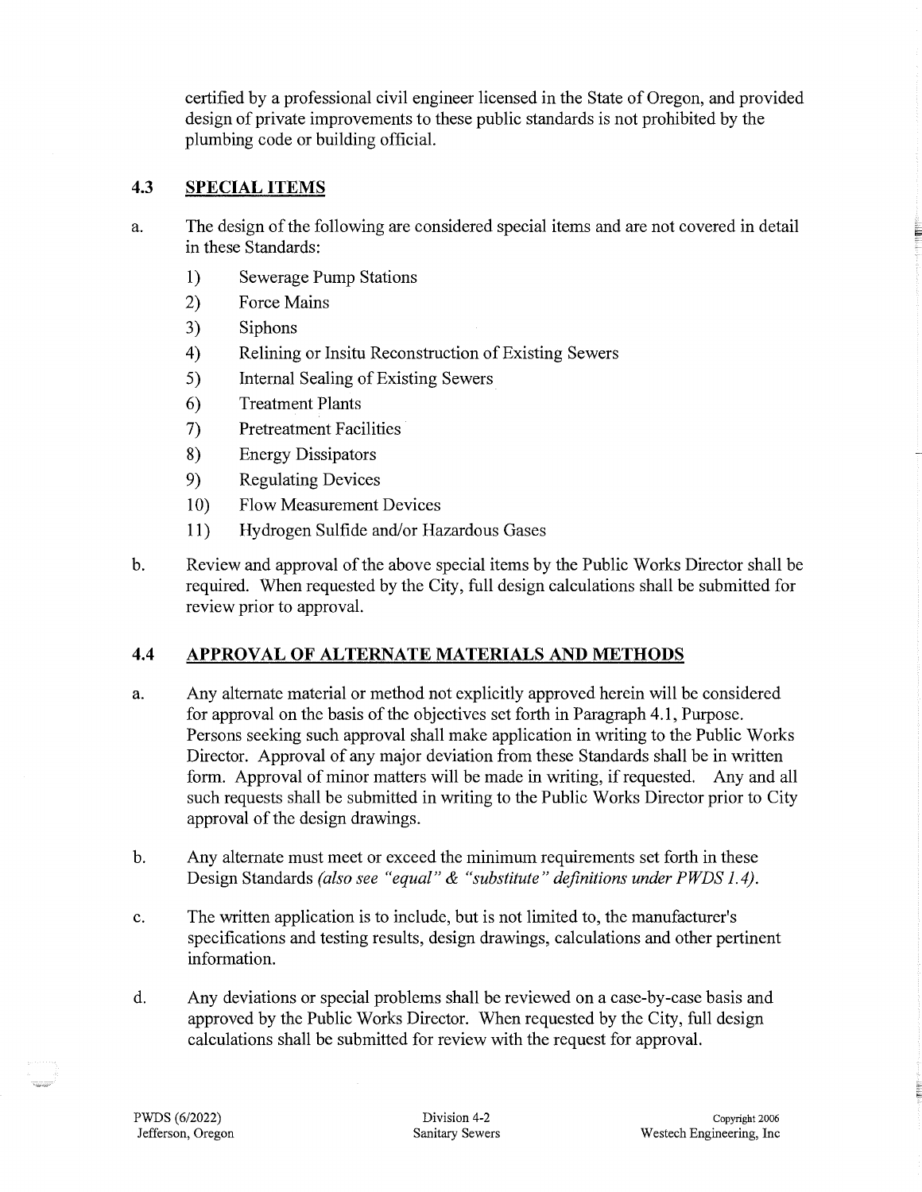certified by a professional civil engineer licensed in the State of Oregon, and provided design of private improvements to these public standards is not prohibited by the plumbing code or building official.

## 4.3 SPECIAL ITEMS

a. The design of the following are considered special items and are not covered in detail in these Standards:

1) Sewerage Pump Stations
2) Force Mains
3) Siphons
4) Relining or Insitu Reconstruction of Existing Sewers
5) Internal Sealing of Existing Sewers
6) Treatment Plants
7) Pretreatment Facilities
8) Energy Dissipators
9) Regulating Devices
10) Flow Measurement Devices
11) Hydrogen Sulfide and/or Hazardous Gases

b. Review and approval of the above special items by the Public Works Director shall be required. When requested by the City, full design calculations shall be submitted for review prior to approval.

## 4.4 APPROVAL OF ALTERNATE MATERIALS AND METHODS

a. Any alternate material or method not explicitly approved herein will be considered for approval on the basis of the objectives set forth in Paragraph 4.1, Purpose. Persons seeking such approval shall make application in writing to the Public Works Director. Approval of any major deviation from these Standards shall be in written form. Approval of minor matters will be made in writing, if requested. Any and all such requests shall be submitted in writing to the Public Works Director prior to City approval of the design drawings.

b. Any alternate must meet or exceed the minimum requirements set forth in these Design Standards *(also see "equal" & "substitute" definitions under PWDS 1.4)*.

c. The written application is to include, but is not limited to, the manufacturer's specifications and testing results, design drawings, calculations and other pertinent information.

d. Any deviations or special problems shall be reviewed on a case-by-case basis and approved by the Public Works Director. When requested by the City, full design calculations shall be submitted for review with the request for approval.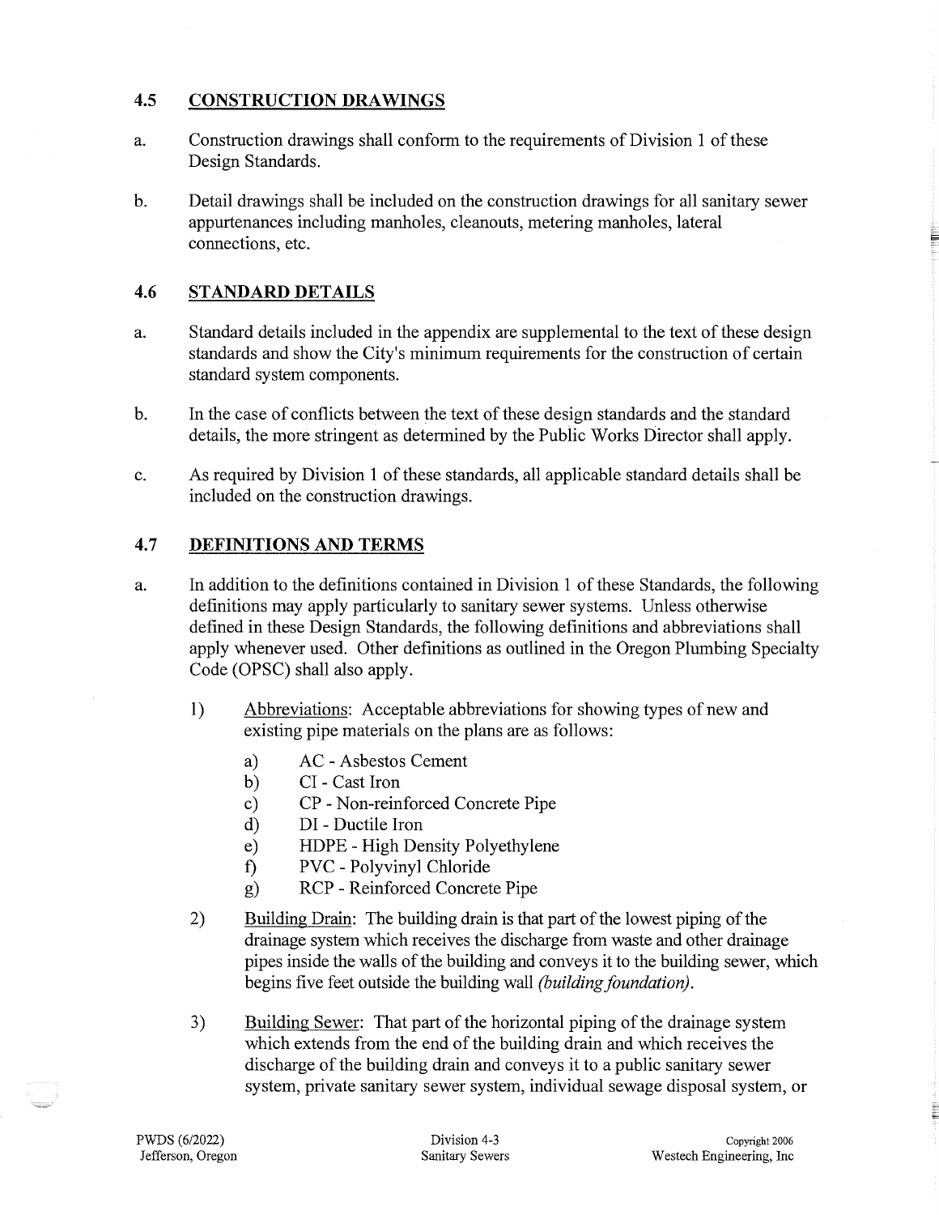## 4.5 CONSTRUCTION DRAWINGS

a. Construction drawings shall conform to the requirements of Division 1 of these Design Standards.

b. Detail drawings shall be included on the construction drawings for all sanitary sewer appurtenances including manholes, cleanouts, metering manholes, lateral connections, etc.

## 4.6 STANDARD DETAILS

a. Standard details included in the appendix are supplemental to the text of these design standards and show the City's minimum requirements for the construction of certain standard system components.

b. In the case of conflicts between the text of these design standards and the standard details, the more stringent as determined by the Public Works Director shall apply.

c. As required by Division 1 of these standards, all applicable standard details shall be included on the construction drawings.

## 4.7 DEFINITIONS AND TERMS

a. In addition to the definitions contained in Division 1 of these Standards, the following definitions may apply particularly to sanitary sewer systems. Unless otherwise defined in these Design Standards, the following definitions and abbreviations shall apply whenever used. Other definitions as outlined in the Oregon Plumbing Specialty Code (OPSC) shall also apply.

   1) Abbreviations: Acceptable abbreviations for showing types of new and existing pipe materials on the plans are as follows:

      a) AC - Asbestos Cement
      b) CI - Cast Iron
      c) CP - Non-reinforced Concrete Pipe
      d) DI - Ductile Iron
      e) HDPE - High Density Polyethylene
      f) PVC - Polyvinyl Chloride
      g) RCP - Reinforced Concrete Pipe

   2) Building Drain: The building drain is that part of the lowest piping of the drainage system which receives the discharge from waste and other drainage pipes inside the walls of the building and conveys it to the building sewer, which begins five feet outside the building wall *(building foundation)*.

   3) Building Sewer: That part of the horizontal piping of the drainage system which extends from the end of the building drain and which receives the discharge of the building drain and conveys it to a public sanitary sewer system, private sanitary sewer system, individual sewage disposal system, or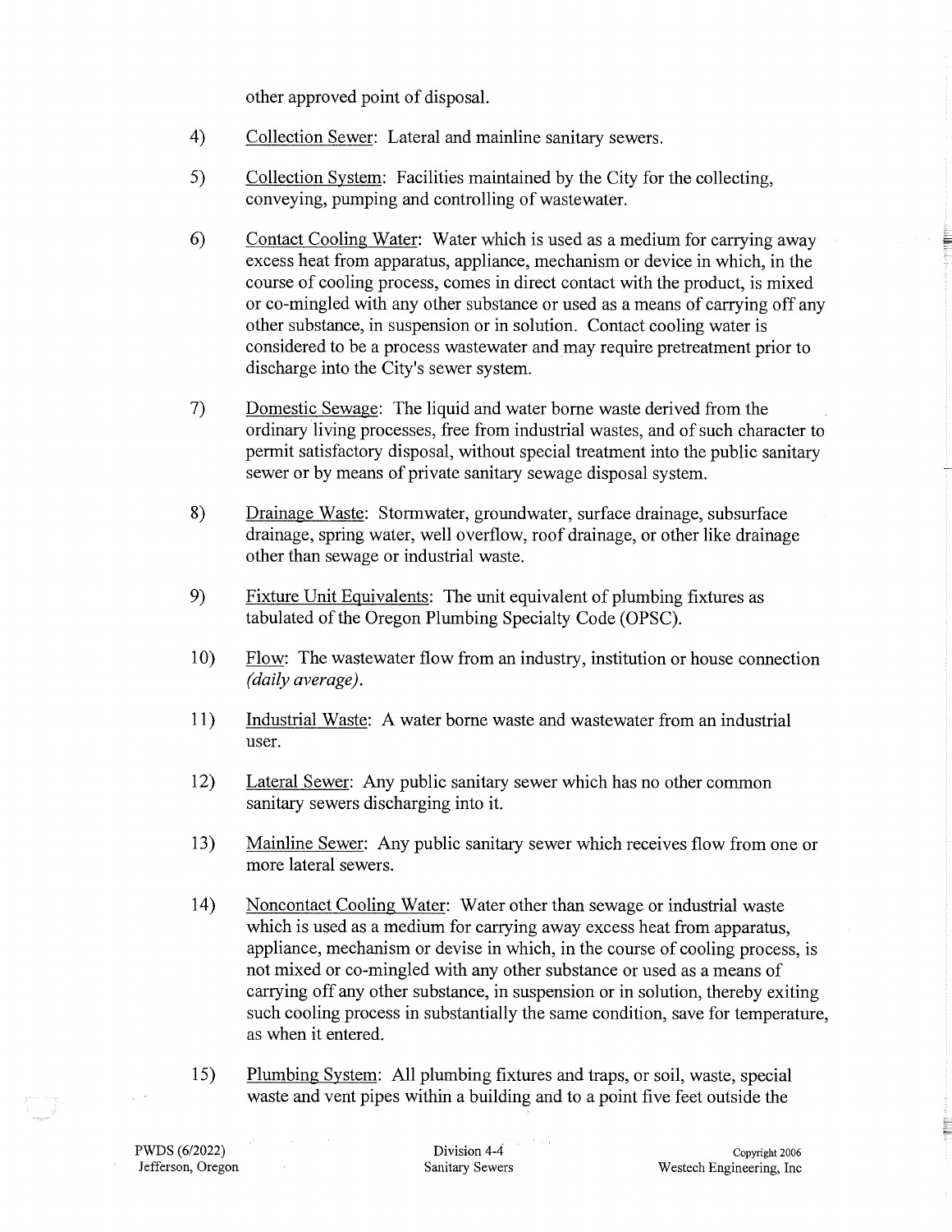other approved point of disposal.

4) Collection Sewer: Lateral and mainline sanitary sewers.

5) Collection System: Facilities maintained by the City for the collecting, conveying, pumping and controlling of wastewater.

6) Contact Cooling Water: Water which is used as a medium for carrying away excess heat from apparatus, appliance, mechanism or device in which, in the course of cooling process, comes in direct contact with the product, is mixed or co-mingled with any other substance or used as a means of carrying off any other substance, in suspension or in solution. Contact cooling water is considered to be a process wastewater and may require pretreatment prior to discharge into the City's sewer system.

7) Domestic Sewage: The liquid and water borne waste derived from the ordinary living processes, free from industrial wastes, and of such character to permit satisfactory disposal, without special treatment into the public sanitary sewer or by means of private sanitary sewage disposal system.

8) Drainage Waste: Stormwater, groundwater, surface drainage, subsurface drainage, spring water, well overflow, roof drainage, or other like drainage other than sewage or industrial waste.

9) Fixture Unit Equivalents: The unit equivalent of plumbing fixtures as tabulated of the Oregon Plumbing Specialty Code (OPSC).

10) Flow: The wastewater flow from an industry, institution or house connection *(daily average)*.

11) Industrial Waste: A water borne waste and wastewater from an industrial user.

12) Lateral Sewer: Any public sanitary sewer which has no other common sanitary sewers discharging into it.

13) Mainline Sewer: Any public sanitary sewer which receives flow from one or more lateral sewers.

14) Noncontact Cooling Water: Water other than sewage or industrial waste which is used as a medium for carrying away excess heat from apparatus, appliance, mechanism or devise in which, in the course of cooling process, is not mixed or co-mingled with any other substance or used as a means of carrying off any other substance, in suspension or in solution, thereby exiting such cooling process in substantially the same condition, save for temperature, as when it entered.

15) Plumbing System: All plumbing fixtures and traps, or soil, waste, special waste and vent pipes within a building and to a point five feet outside the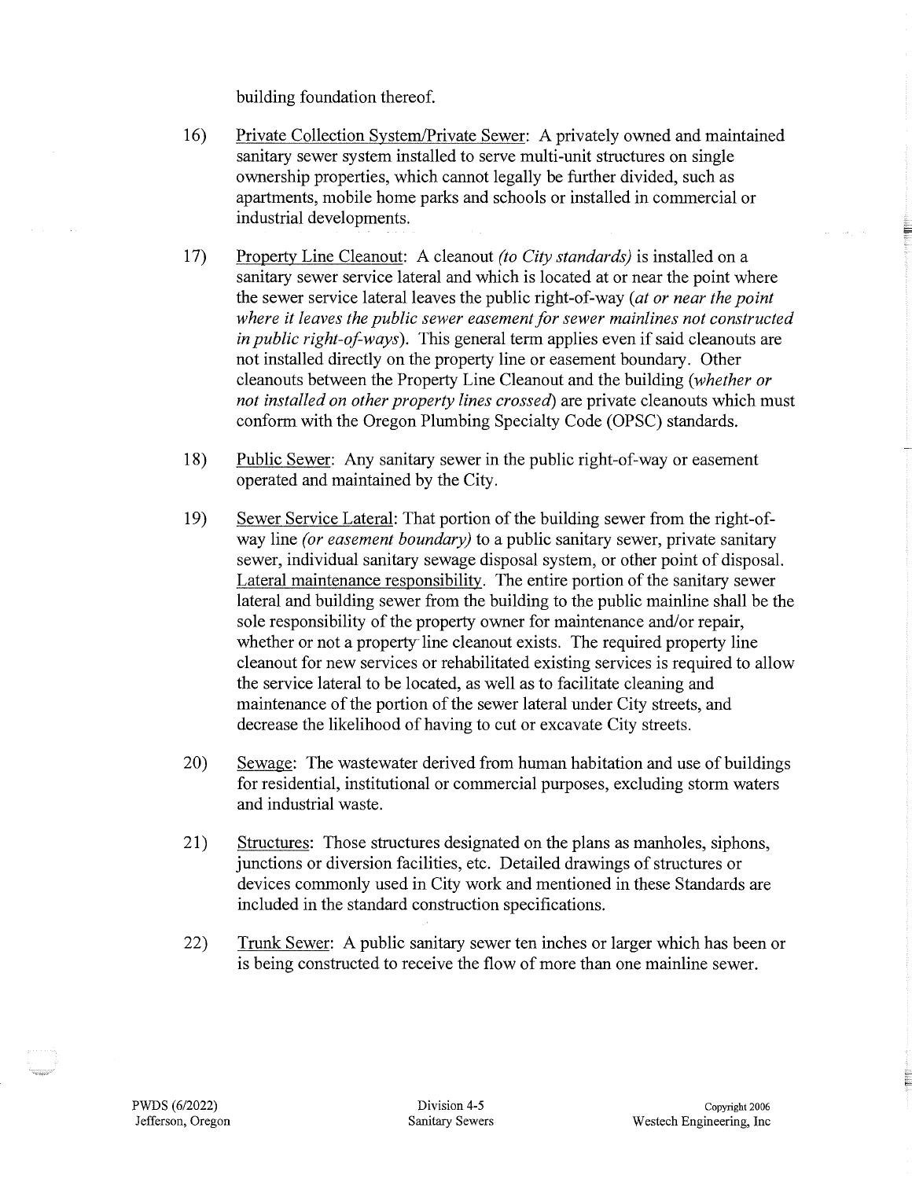building foundation thereof.

16) Private Collection System/Private Sewer: A privately owned and maintained sanitary sewer system installed to serve multi-unit structures on single ownership properties, which cannot legally be further divided, such as apartments, mobile home parks and schools or installed in commercial or industrial developments.

17) Property Line Cleanout: A cleanout *(to City standards)* is installed on a sanitary sewer service lateral and which is located at or near the point where the sewer service lateral leaves the public right-of-way *(at or near the point where it leaves the public sewer easement for sewer mainlines not constructed in public right-of-ways)*. This general term applies even if said cleanouts are not installed directly on the property line or easement boundary. Other cleanouts between the Property Line Cleanout and the building *(whether or not installed on other property lines crossed)* are private cleanouts which must conform with the Oregon Plumbing Specialty Code (OPSC) standards.

18) Public Sewer: Any sanitary sewer in the public right-of-way or easement operated and maintained by the City.

19) Sewer Service Lateral: That portion of the building sewer from the right-of-way line *(or easement boundary)* to a public sanitary sewer, private sanitary sewer, individual sanitary sewage disposal system, or other point of disposal. Lateral maintenance responsibility. The entire portion of the sanitary sewer lateral and building sewer from the building to the public mainline shall be the sole responsibility of the property owner for maintenance and/or repair, whether or not a property line cleanout exists. The required property line cleanout for new services or rehabilitated existing services is required to allow the service lateral to be located, as well as to facilitate cleaning and maintenance of the portion of the sewer lateral under City streets, and decrease the likelihood of having to cut or excavate City streets.

20) Sewage: The wastewater derived from human habitation and use of buildings for residential, institutional or commercial purposes, excluding storm waters and industrial waste.

21) Structures: Those structures designated on the plans as manholes, siphons, junctions or diversion facilities, etc. Detailed drawings of structures or devices commonly used in City work and mentioned in these Standards are included in the standard construction specifications.

22) Trunk Sewer: A public sanitary sewer ten inches or larger which has been or is being constructed to receive the flow of more than one mainline sewer.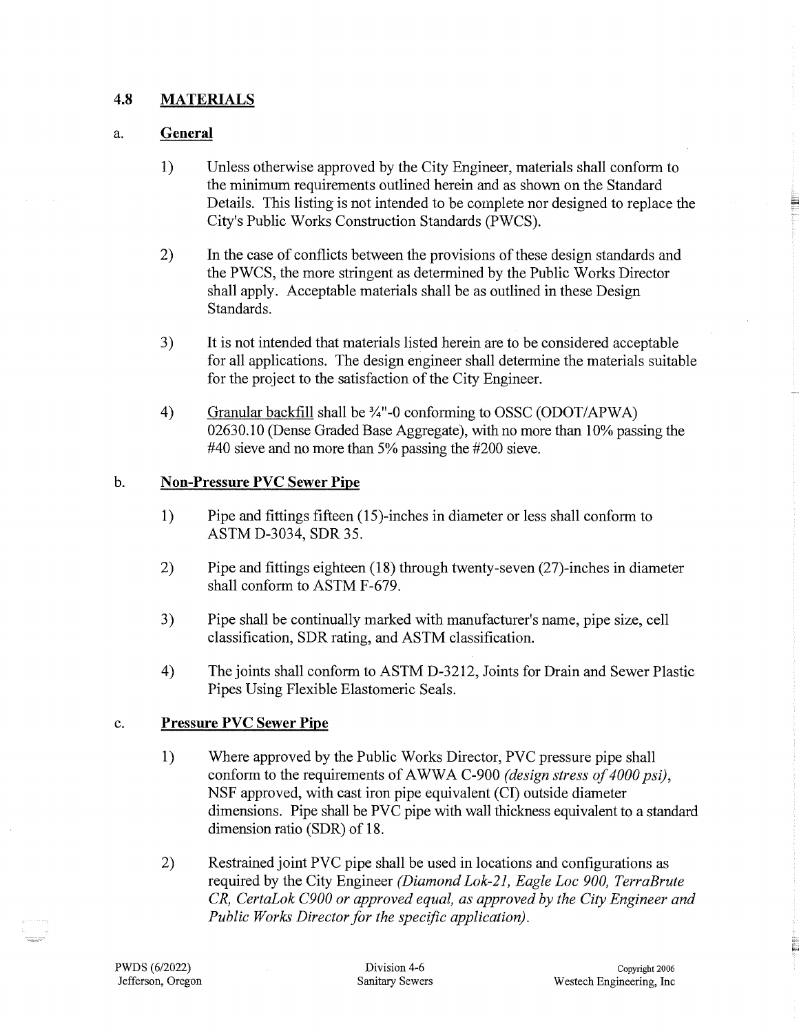## 4.8 MATERIALS

### a. General

1) Unless otherwise approved by the City Engineer, materials shall conform to the minimum requirements outlined herein and as shown on the Standard Details. This listing is not intended to be complete nor designed to replace the City's Public Works Construction Standards (PWCS).

2) In the case of conflicts between the provisions of these design standards and the PWCS, the more stringent as determined by the Public Works Director shall apply. Acceptable materials shall be as outlined in these Design Standards.

3) It is not intended that materials listed herein are to be considered acceptable for all applications. The design engineer shall determine the materials suitable for the project to the satisfaction of the City Engineer.

4) <u>Granular backfill</u> shall be ¾"-0 conforming to OSSC (ODOT/APWA) 02630.10 (Dense Graded Base Aggregate), with no more than 10% passing the #40 sieve and no more than 5% passing the #200 sieve.

### b. Non-Pressure PVC Sewer Pipe

1) Pipe and fittings fifteen (15)-inches in diameter or less shall conform to ASTM D-3034, SDR 35.

2) Pipe and fittings eighteen (18) through twenty-seven (27)-inches in diameter shall conform to ASTM F-679.

3) Pipe shall be continually marked with manufacturer's name, pipe size, cell classification, SDR rating, and ASTM classification.

4) The joints shall conform to ASTM D-3212, Joints for Drain and Sewer Plastic Pipes Using Flexible Elastomeric Seals.

### c. Pressure PVC Sewer Pipe

1) Where approved by the Public Works Director, PVC pressure pipe shall conform to the requirements of AWWA C-900 *(design stress of 4000 psi)*, NSF approved, with cast iron pipe equivalent (CI) outside diameter dimensions. Pipe shall be PVC pipe with wall thickness equivalent to a standard dimension ratio (SDR) of 18.

2) Restrained joint PVC pipe shall be used in locations and configurations as required by the City Engineer *(Diamond Lok-21, Eagle Loc 900, TerraBrute CR, CertaLok C900 or approved equal, as approved by the City Engineer and Public Works Director for the specific application).*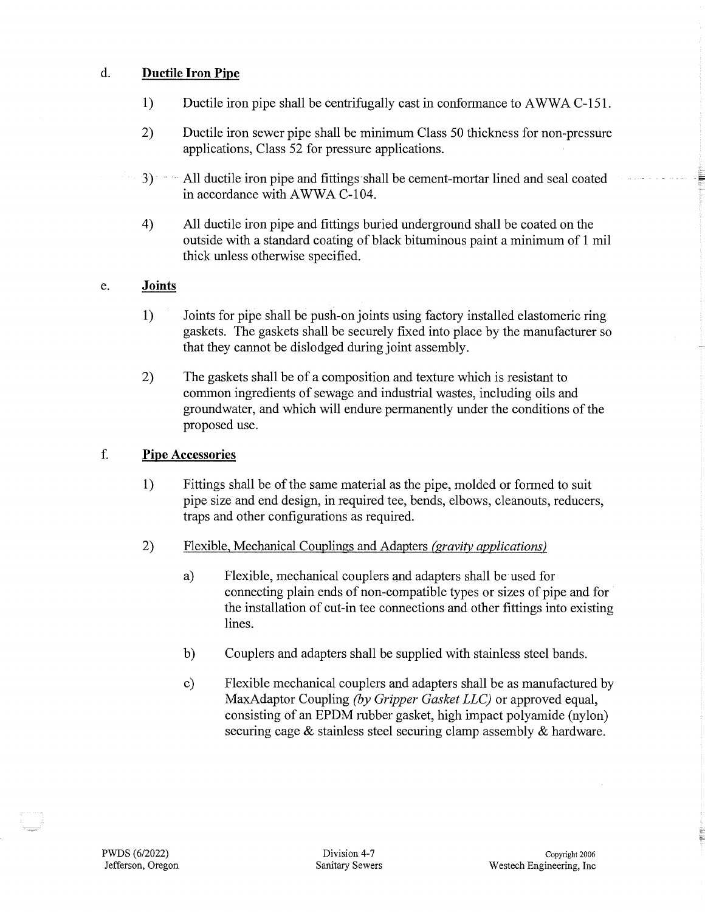d. **Ductile Iron Pipe**

1) Ductile iron pipe shall be centrifugally cast in conformance to AWWA C-151.

2) Ductile iron sewer pipe shall be minimum Class 50 thickness for non-pressure applications, Class 52 for pressure applications.

3) All ductile iron pipe and fittings shall be cement-mortar lined and seal coated in accordance with AWWA C-104.

4) All ductile iron pipe and fittings buried underground shall be coated on the outside with a standard coating of black bituminous paint a minimum of 1 mil thick unless otherwise specified.

e. **Joints**

1) Joints for pipe shall be push-on joints using factory installed elastomeric ring gaskets. The gaskets shall be securely fixed into place by the manufacturer so that they cannot be dislodged during joint assembly.

2) The gaskets shall be of a composition and texture which is resistant to common ingredients of sewage and industrial wastes, including oils and groundwater, and which will endure permanently under the conditions of the proposed use.

f. **Pipe Accessories**

1) Fittings shall be of the same material as the pipe, molded or formed to suit pipe size and end design, in required tee, bends, elbows, cleanouts, reducers, traps and other configurations as required.

2) Flexible, Mechanical Couplings and Adapters *(gravity applications)*

   a) Flexible, mechanical couplers and adapters shall be used for connecting plain ends of non-compatible types or sizes of pipe and for the installation of cut-in tee connections and other fittings into existing lines.

   b) Couplers and adapters shall be supplied with stainless steel bands.

   c) Flexible mechanical couplers and adapters shall be as manufactured by MaxAdaptor Coupling *(by Gripper Gasket LLC)* or approved equal, consisting of an EPDM rubber gasket, high impact polyamide (nylon) securing cage & stainless steel securing clamp assembly & hardware.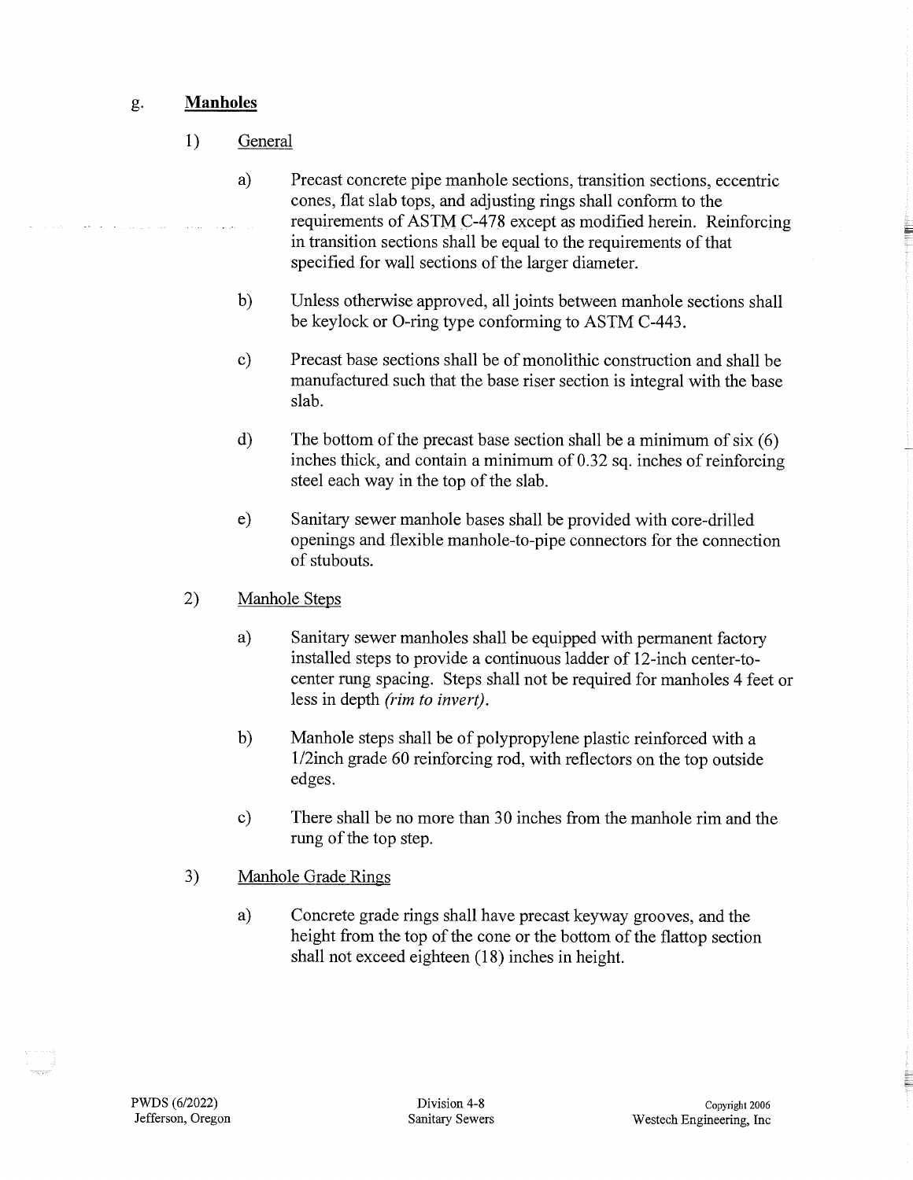g. **Manholes**

1) General

a) Precast concrete pipe manhole sections, transition sections, eccentric cones, flat slab tops, and adjusting rings shall conform to the requirements of ASTM C-478 except as modified herein. Reinforcing in transition sections shall be equal to the requirements of that specified for wall sections of the larger diameter.

b) Unless otherwise approved, all joints between manhole sections shall be keylock or O-ring type conforming to ASTM C-443.

c) Precast base sections shall be of monolithic construction and shall be manufactured such that the base riser section is integral with the base slab.

d) The bottom of the precast base section shall be a minimum of six (6) inches thick, and contain a minimum of 0.32 sq. inches of reinforcing steel each way in the top of the slab.

e) Sanitary sewer manhole bases shall be provided with core-drilled openings and flexible manhole-to-pipe connectors for the connection of stubouts.

2) Manhole Steps

a) Sanitary sewer manholes shall be equipped with permanent factory installed steps to provide a continuous ladder of 12-inch center-to-center rung spacing. Steps shall not be required for manholes 4 feet or less in depth *(rim to invert)*.

b) Manhole steps shall be of polypropylene plastic reinforced with a 1/2inch grade 60 reinforcing rod, with reflectors on the top outside edges.

c) There shall be no more than 30 inches from the manhole rim and the rung of the top step.

3) Manhole Grade Rings

a) Concrete grade rings shall have precast keyway grooves, and the height from the top of the cone or the bottom of the flattop section shall not exceed eighteen (18) inches in height.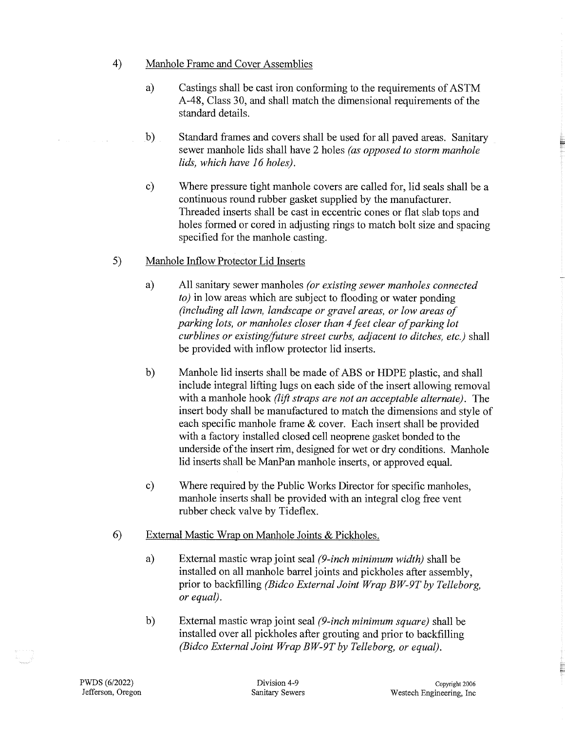4) Manhole Frame and Cover Assemblies

   a) Castings shall be cast iron conforming to the requirements of ASTM A-48, Class 30, and shall match the dimensional requirements of the standard details.

   b) Standard frames and covers shall be used for all paved areas. Sanitary sewer manhole lids shall have 2 holes *(as opposed to storm manhole lids, which have 16 holes).*

   c) Where pressure tight manhole covers are called for, lid seals shall be a continuous round rubber gasket supplied by the manufacturer. Threaded inserts shall be cast in eccentric cones or flat slab tops and holes formed or cored in adjusting rings to match bolt size and spacing specified for the manhole casting.

5) Manhole Inflow Protector Lid Inserts

   a) All sanitary sewer manholes *(or existing sewer manholes connected to)* in low areas which are subject to flooding or water ponding *(including all lawn, landscape or gravel areas, or low areas of parking lots, or manholes closer than 4 feet clear of parking lot curblines or existing/future street curbs, adjacent to ditches, etc.)* shall be provided with inflow protector lid inserts.

   b) Manhole lid inserts shall be made of ABS or HDPE plastic, and shall include integral lifting lugs on each side of the insert allowing removal with a manhole hook *(lift straps are not an acceptable alternate).* The insert body shall be manufactured to match the dimensions and style of each specific manhole frame & cover. Each insert shall be provided with a factory installed closed cell neoprene gasket bonded to the underside of the insert rim, designed for wet or dry conditions. Manhole lid inserts shall be ManPan manhole inserts, or approved equal.

   c) Where required by the Public Works Director for specific manholes, manhole inserts shall be provided with an integral clog free vent rubber check valve by Tideflex.

6) External Mastic Wrap on Manhole Joints & Pickholes.

   a) External mastic wrap joint seal *(9-inch minimum width)* shall be installed on all manhole barrel joints and pickholes after assembly, prior to backfilling *(Bidco External Joint Wrap BW-9T by Telleborg, or equal).*

   b) External mastic wrap joint seal *(9-inch minimum square)* shall be installed over all pickholes after grouting and prior to backfilling *(Bidco External Joint Wrap BW-9T by Telleborg, or equal).*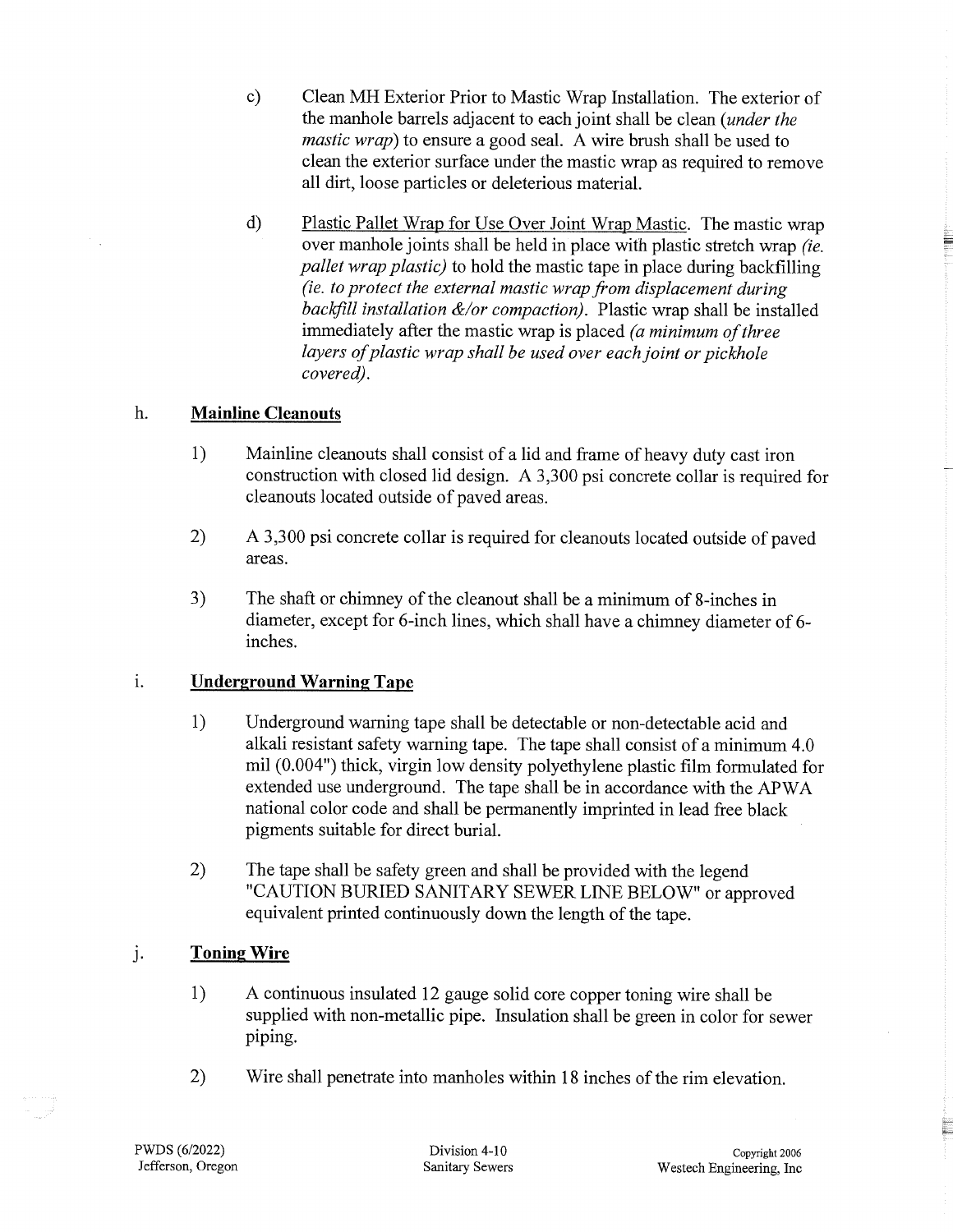c) Clean MH Exterior Prior to Mastic Wrap Installation. The exterior of the manhole barrels adjacent to each joint shall be clean (*under the mastic wrap*) to ensure a good seal. A wire brush shall be used to clean the exterior surface under the mastic wrap as required to remove all dirt, loose particles or deleterious material.

d) Plastic Pallet Wrap for Use Over Joint Wrap Mastic. The mastic wrap over manhole joints shall be held in place with plastic stretch wrap *(ie. pallet wrap plastic)* to hold the mastic tape in place during backfilling *(ie. to protect the external mastic wrap from displacement during backfill installation &/or compaction)*. Plastic wrap shall be installed immediately after the mastic wrap is placed *(a minimum of three layers of plastic wrap shall be used over each joint or pickhole covered)*.

h. **Mainline Cleanouts**

1) Mainline cleanouts shall consist of a lid and frame of heavy duty cast iron construction with closed lid design. A 3,300 psi concrete collar is required for cleanouts located outside of paved areas.

2) A 3,300 psi concrete collar is required for cleanouts located outside of paved areas.

3) The shaft or chimney of the cleanout shall be a minimum of 8-inches in diameter, except for 6-inch lines, which shall have a chimney diameter of 6-inches.

i. **Underground Warning Tape**

1) Underground warning tape shall be detectable or non-detectable acid and alkali resistant safety warning tape. The tape shall consist of a minimum 4.0 mil (0.004") thick, virgin low density polyethylene plastic film formulated for extended use underground. The tape shall be in accordance with the APWA national color code and shall be permanently imprinted in lead free black pigments suitable for direct burial.

2) The tape shall be safety green and shall be provided with the legend "CAUTION BURIED SANITARY SEWER LINE BELOW" or approved equivalent printed continuously down the length of the tape.

j. **Toning Wire**

1) A continuous insulated 12 gauge solid core copper toning wire shall be supplied with non-metallic pipe. Insulation shall be green in color for sewer piping.

2) Wire shall penetrate into manholes within 18 inches of the rim elevation.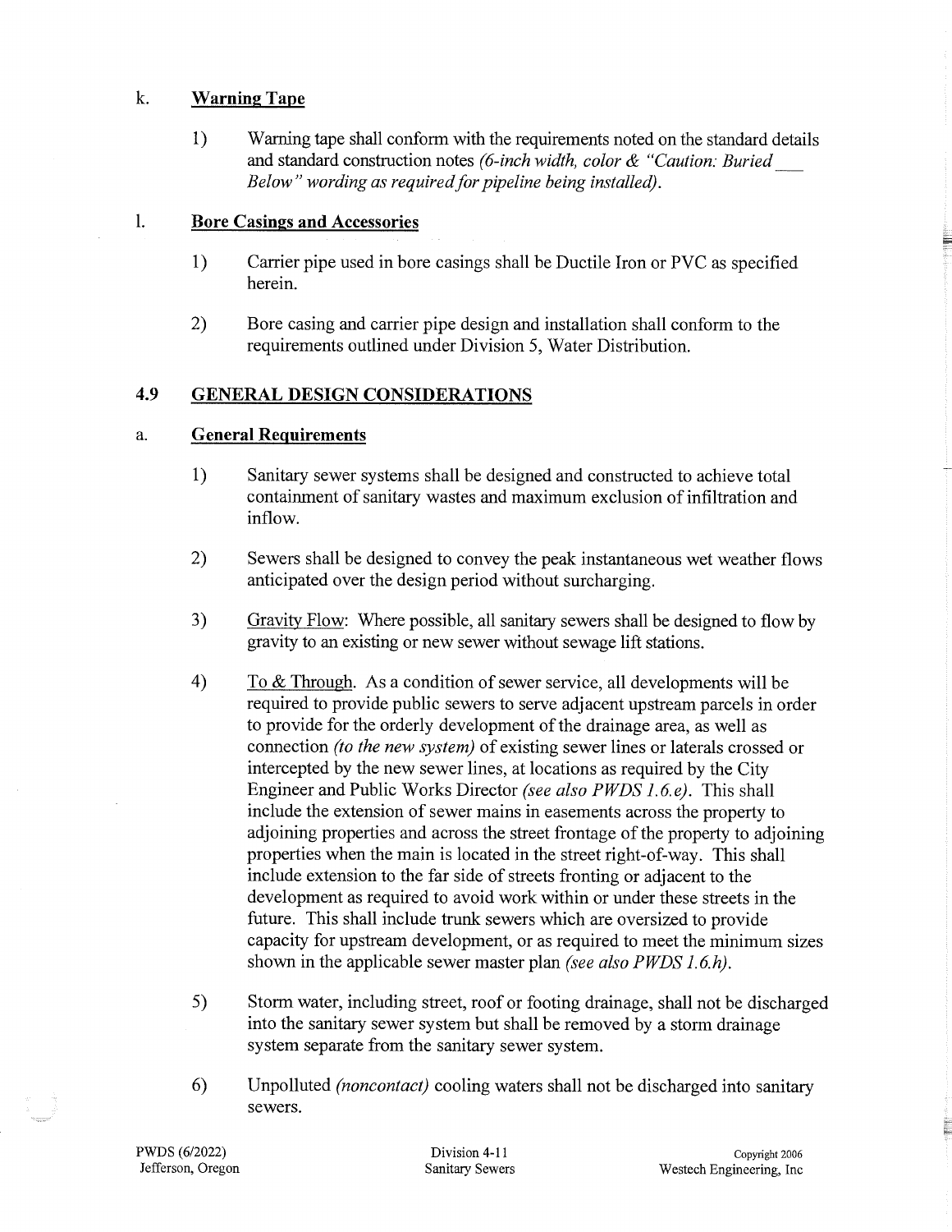k. **Warning Tape**

1) Warning tape shall conform with the requirements noted on the standard details and standard construction notes *(6-inch width, color & "Caution: Buried ___ Below" wording as required for pipeline being installed).*

l. **Bore Casings and Accessories**

1) Carrier pipe used in bore casings shall be Ductile Iron or PVC as specified herein.

2) Bore casing and carrier pipe design and installation shall conform to the requirements outlined under Division 5, Water Distribution.

## 4.9 GENERAL DESIGN CONSIDERATIONS

a. **General Requirements**

1) Sanitary sewer systems shall be designed and constructed to achieve total containment of sanitary wastes and maximum exclusion of infiltration and inflow.

2) Sewers shall be designed to convey the peak instantaneous wet weather flows anticipated over the design period without surcharging.

3) Gravity Flow: Where possible, all sanitary sewers shall be designed to flow by gravity to an existing or new sewer without sewage lift stations.

4) To & Through. As a condition of sewer service, all developments will be required to provide public sewers to serve adjacent upstream parcels in order to provide for the orderly development of the drainage area, as well as connection *(to the new system)* of existing sewer lines or laterals crossed or intercepted by the new sewer lines, at locations as required by the City Engineer and Public Works Director *(see also PWDS 1.6.e)*. This shall include the extension of sewer mains in easements across the property to adjoining properties and across the street frontage of the property to adjoining properties when the main is located in the street right-of-way. This shall include extension to the far side of streets fronting or adjacent to the development as required to avoid work within or under these streets in the future. This shall include trunk sewers which are oversized to provide capacity for upstream development, or as required to meet the minimum sizes shown in the applicable sewer master plan *(see also PWDS 1.6.h)*.

5) Storm water, including street, roof or footing drainage, shall not be discharged into the sanitary sewer system but shall be removed by a storm drainage system separate from the sanitary sewer system.

6) Unpolluted *(noncontact)* cooling waters shall not be discharged into sanitary sewers.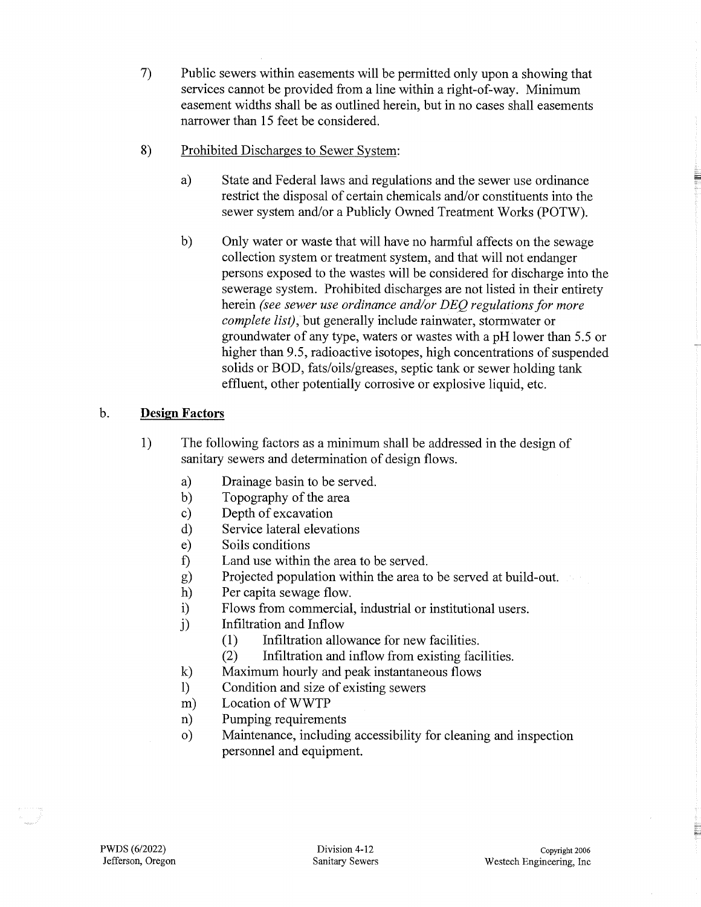7) Public sewers within easements will be permitted only upon a showing that services cannot be provided from a line within a right-of-way. Minimum easement widths shall be as outlined herein, but in no cases shall easements narrower than 15 feet be considered.

8) Prohibited Discharges to Sewer System:

   a) State and Federal laws and regulations and the sewer use ordinance restrict the disposal of certain chemicals and/or constituents into the sewer system and/or a Publicly Owned Treatment Works (POTW).

   b) Only water or waste that will have no harmful affects on the sewage collection system or treatment system, and that will not endanger persons exposed to the wastes will be considered for discharge into the sewerage system. Prohibited discharges are not listed in their entirety herein *(see sewer use ordinance and/or DEQ regulations for more complete list)*, but generally include rainwater, stormwater or groundwater of any type, waters or wastes with a pH lower than 5.5 or higher than 9.5, radioactive isotopes, high concentrations of suspended solids or BOD, fats/oils/greases, septic tank or sewer holding tank effluent, other potentially corrosive or explosive liquid, etc.

## b. Design Factors

1) The following factors as a minimum shall be addressed in the design of sanitary sewers and determination of design flows.

   a) Drainage basin to be served.
   b) Topography of the area
   c) Depth of excavation
   d) Service lateral elevations
   e) Soils conditions
   f) Land use within the area to be served.
   g) Projected population within the area to be served at build-out.
   h) Per capita sewage flow.
   i) Flows from commercial, industrial or institutional users.
   j) Infiltration and Inflow
      (1) Infiltration allowance for new facilities.
      (2) Infiltration and inflow from existing facilities.
   k) Maximum hourly and peak instantaneous flows
   l) Condition and size of existing sewers
   m) Location of WWTP
   n) Pumping requirements
   o) Maintenance, including accessibility for cleaning and inspection personnel and equipment.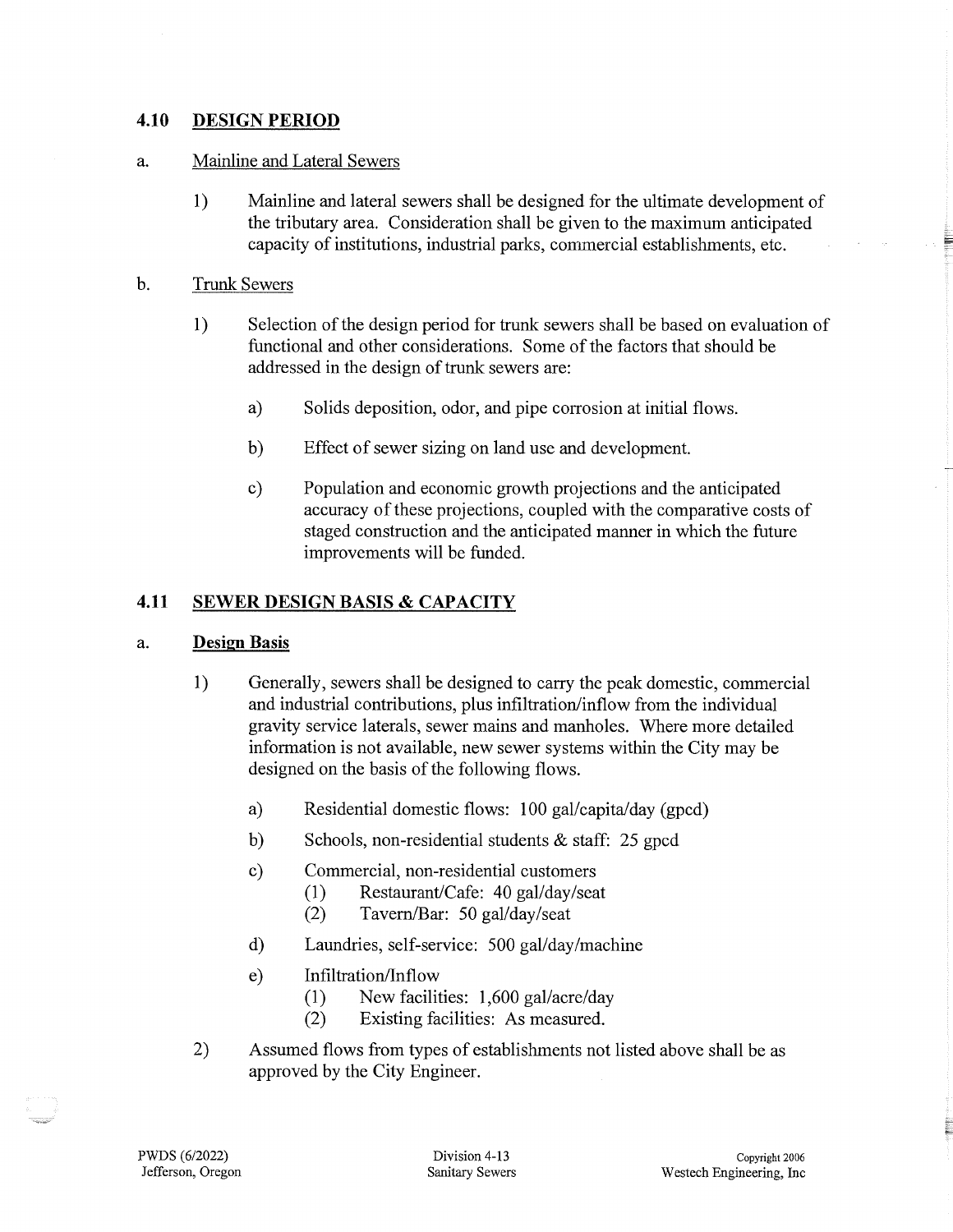## 4.10 DESIGN PERIOD

a. Mainline and Lateral Sewers

1) Mainline and lateral sewers shall be designed for the ultimate development of the tributary area. Consideration shall be given to the maximum anticipated capacity of institutions, industrial parks, commercial establishments, etc.

b. Trunk Sewers

1) Selection of the design period for trunk sewers shall be based on evaluation of functional and other considerations. Some of the factors that should be addressed in the design of trunk sewers are:

    a) Solids deposition, odor, and pipe corrosion at initial flows.

    b) Effect of sewer sizing on land use and development.

    c) Population and economic growth projections and the anticipated accuracy of these projections, coupled with the comparative costs of staged construction and the anticipated manner in which the future improvements will be funded.

## 4.11 SEWER DESIGN BASIS & CAPACITY

a. **Design Basis**

1) Generally, sewers shall be designed to carry the peak domestic, commercial and industrial contributions, plus infiltration/inflow from the individual gravity service laterals, sewer mains and manholes. Where more detailed information is not available, new sewer systems within the City may be designed on the basis of the following flows.

    a) Residential domestic flows: 100 gal/capita/day (gpcd)

    b) Schools, non-residential students & staff: 25 gpcd

    c) Commercial, non-residential customers
        (1) Restaurant/Cafe: 40 gal/day/seat
        (2) Tavern/Bar: 50 gal/day/seat

    d) Laundries, self-service: 500 gal/day/machine

    e) Infiltration/Inflow
        (1) New facilities: 1,600 gal/acre/day
        (2) Existing facilities: As measured.

2) Assumed flows from types of establishments not listed above shall be as approved by the City Engineer.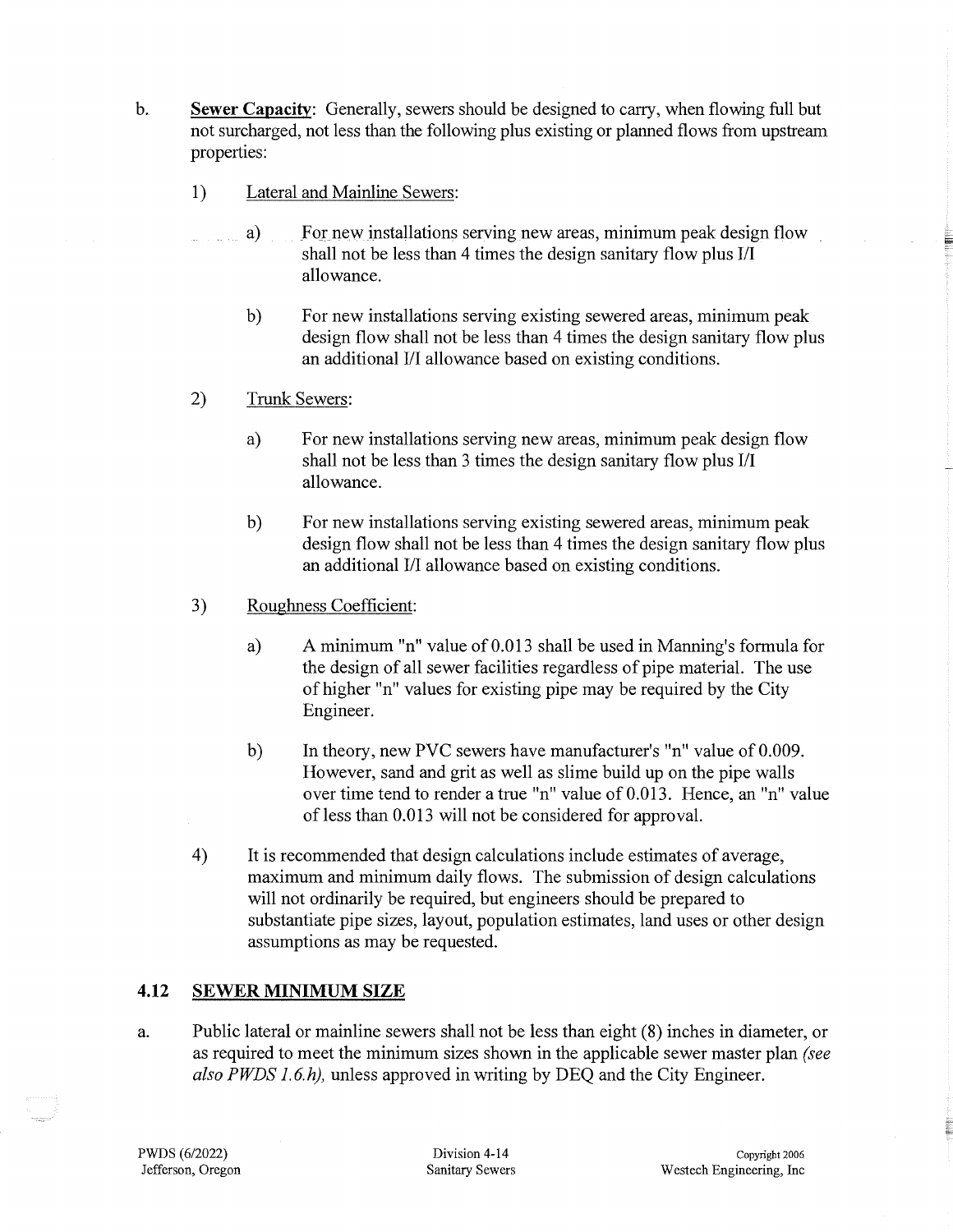b. **Sewer Capacity**: Generally, sewers should be designed to carry, when flowing full but not surcharged, not less than the following plus existing or planned flows from upstream properties:

   1) Lateral and Mainline Sewers:

      a) For new installations serving new areas, minimum peak design flow shall not be less than 4 times the design sanitary flow plus I/I allowance.

      b) For new installations serving existing sewered areas, minimum peak design flow shall not be less than 4 times the design sanitary flow plus an additional I/I allowance based on existing conditions.

   2) Trunk Sewers:

      a) For new installations serving new areas, minimum peak design flow shall not be less than 3 times the design sanitary flow plus I/I allowance.

      b) For new installations serving existing sewered areas, minimum peak design flow shall not be less than 4 times the design sanitary flow plus an additional I/I allowance based on existing conditions.

   3) Roughness Coefficient:

      a) A minimum "n" value of 0.013 shall be used in Manning's formula for the design of all sewer facilities regardless of pipe material. The use of higher "n" values for existing pipe may be required by the City Engineer.

      b) In theory, new PVC sewers have manufacturer's "n" value of 0.009. However, sand and grit as well as slime build up on the pipe walls over time tend to render a true "n" value of 0.013. Hence, an "n" value of less than 0.013 will not be considered for approval.

   4) It is recommended that design calculations include estimates of average, maximum and minimum daily flows. The submission of design calculations will not ordinarily be required, but engineers should be prepared to substantiate pipe sizes, layout, population estimates, land uses or other design assumptions as may be requested.

## 4.12 SEWER MINIMUM SIZE

a. Public lateral or mainline sewers shall not be less than eight (8) inches in diameter, or as required to meet the minimum sizes shown in the applicable sewer master plan *(see also PWDS 1.6.h)*, unless approved in writing by DEQ and the City Engineer.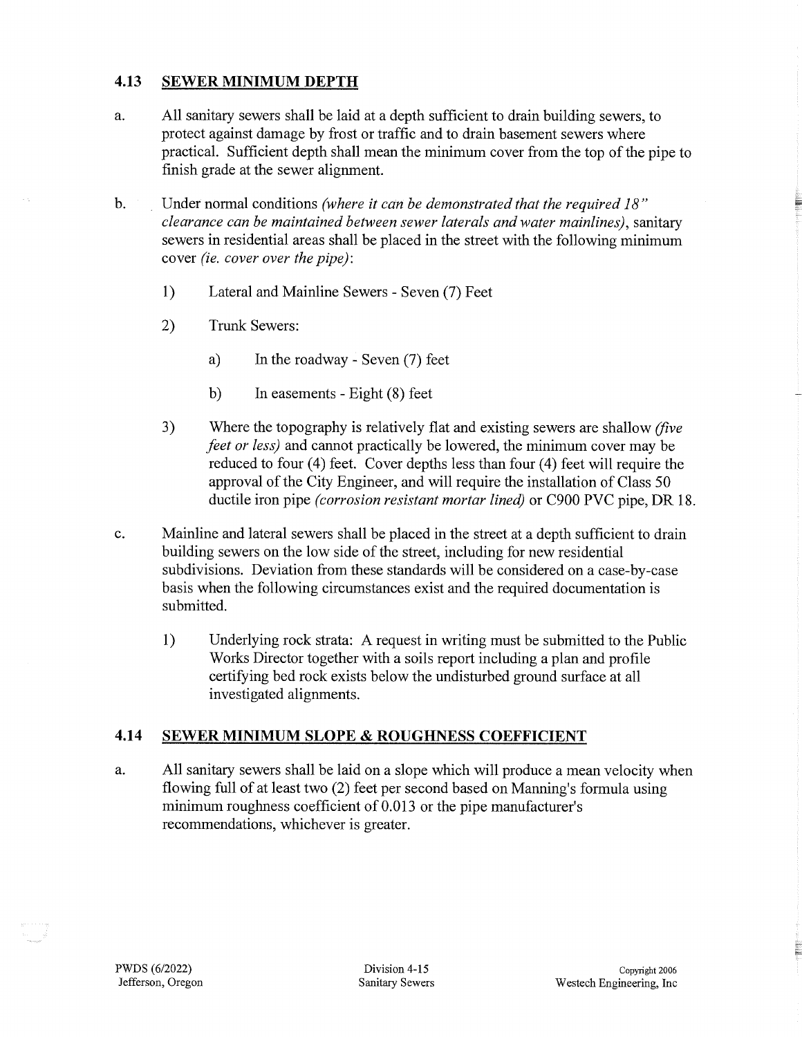## 4.13 SEWER MINIMUM DEPTH

a. All sanitary sewers shall be laid at a depth sufficient to drain building sewers, to protect against damage by frost or traffic and to drain basement sewers where practical. Sufficient depth shall mean the minimum cover from the top of the pipe to finish grade at the sewer alignment.

b. Under normal conditions *(where it can be demonstrated that the required 18" clearance can be maintained between sewer laterals and water mainlines)*, sanitary sewers in residential areas shall be placed in the street with the following minimum cover *(ie. cover over the pipe)*:

   1) Lateral and Mainline Sewers - Seven (7) Feet

   2) Trunk Sewers:

      a) In the roadway - Seven (7) feet

      b) In easements - Eight (8) feet

   3) Where the topography is relatively flat and existing sewers are shallow *(five feet or less)* and cannot practically be lowered, the minimum cover may be reduced to four (4) feet. Cover depths less than four (4) feet will require the approval of the City Engineer, and will require the installation of Class 50 ductile iron pipe *(corrosion resistant mortar lined)* or C900 PVC pipe, DR 18.

c. Mainline and lateral sewers shall be placed in the street at a depth sufficient to drain building sewers on the low side of the street, including for new residential subdivisions. Deviation from these standards will be considered on a case-by-case basis when the following circumstances exist and the required documentation is submitted.

   1) Underlying rock strata: A request in writing must be submitted to the Public Works Director together with a soils report including a plan and profile certifying bed rock exists below the undisturbed ground surface at all investigated alignments.

## 4.14 SEWER MINIMUM SLOPE & ROUGHNESS COEFFICIENT

a. All sanitary sewers shall be laid on a slope which will produce a mean velocity when flowing full of at least two (2) feet per second based on Manning's formula using minimum roughness coefficient of 0.013 or the pipe manufacturer's recommendations, whichever is greater.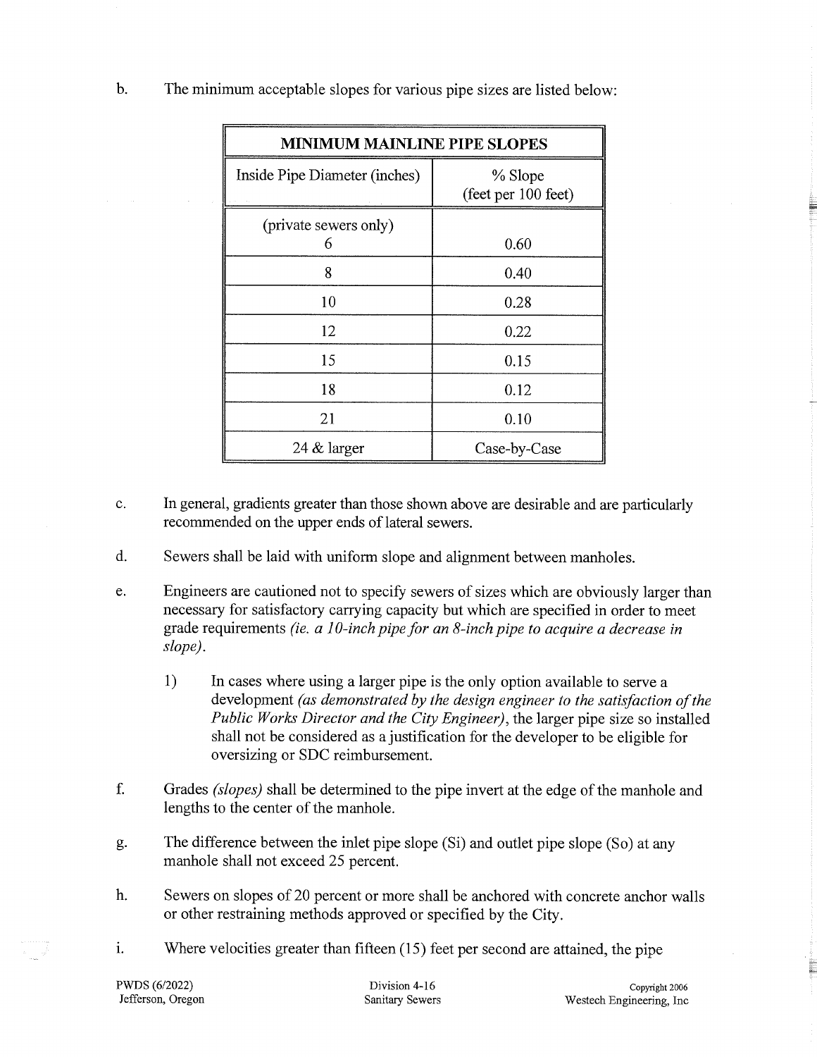b. The minimum acceptable slopes for various pipe sizes are listed below:

| MINIMUM MAINLINE PIPE SLOPES | |
|---|---|
| Inside Pipe Diameter (inches) | % Slope (feet per 100 feet) |
| (private sewers only) 6 | 0.60 |
| 8 | 0.40 |
| 10 | 0.28 |
| 12 | 0.22 |
| 15 | 0.15 |
| 18 | 0.12 |
| 21 | 0.10 |
| 24 & larger | Case-by-Case |

c. In general, gradients greater than those shown above are desirable and are particularly recommended on the upper ends of lateral sewers.

d. Sewers shall be laid with uniform slope and alignment between manholes.

e. Engineers are cautioned not to specify sewers of sizes which are obviously larger than necessary for satisfactory carrying capacity but which are specified in order to meet grade requirements *(ie. a 10-inch pipe for an 8-inch pipe to acquire a decrease in slope)*.

   1) In cases where using a larger pipe is the only option available to serve a development *(as demonstrated by the design engineer to the satisfaction of the Public Works Director and the City Engineer)*, the larger pipe size so installed shall not be considered as a justification for the developer to be eligible for oversizing or SDC reimbursement.

f. Grades *(slopes)* shall be determined to the pipe invert at the edge of the manhole and lengths to the center of the manhole.

g. The difference between the inlet pipe slope (Si) and outlet pipe slope (So) at any manhole shall not exceed 25 percent.

h. Sewers on slopes of 20 percent or more shall be anchored with concrete anchor walls or other restraining methods approved or specified by the City.

i. Where velocities greater than fifteen (15) feet per second are attained, the pipe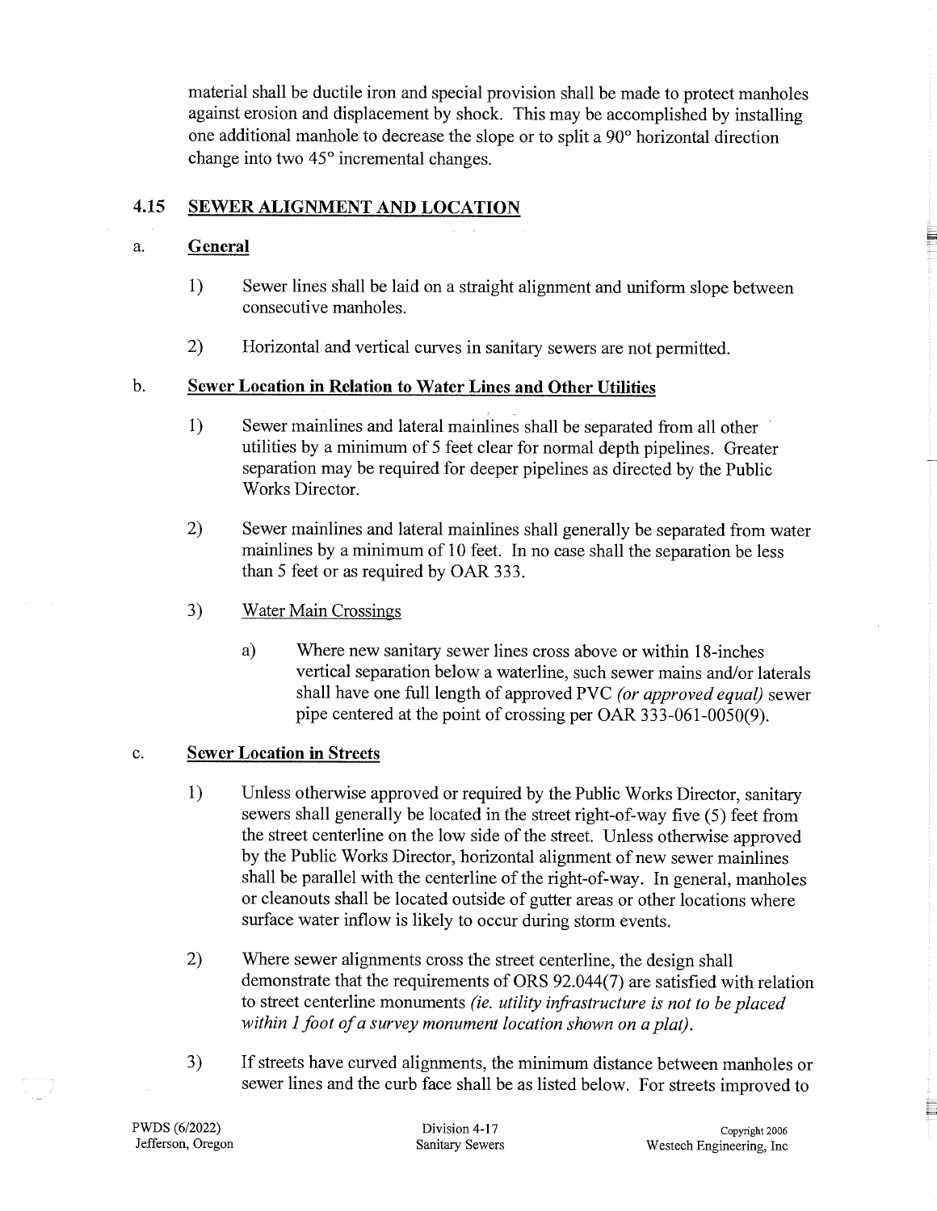material shall be ductile iron and special provision shall be made to protect manholes against erosion and displacement by shock. This may be accomplished by installing one additional manhole to decrease the slope or to split a 90° horizontal direction change into two 45° incremental changes.

## 4.15 SEWER ALIGNMENT AND LOCATION

### a. General

1) Sewer lines shall be laid on a straight alignment and uniform slope between consecutive manholes.

2) Horizontal and vertical curves in sanitary sewers are not permitted.

### b. Sewer Location in Relation to Water Lines and Other Utilities

1) Sewer mainlines and lateral mainlines shall be separated from all other utilities by a minimum of 5 feet clear for normal depth pipelines. Greater separation may be required for deeper pipelines as directed by the Public Works Director.

2) Sewer mainlines and lateral mainlines shall generally be separated from water mainlines by a minimum of 10 feet. In no case shall the separation be less than 5 feet or as required by OAR 333.

3) Water Main Crossings

   a) Where new sanitary sewer lines cross above or within 18-inches vertical separation below a waterline, such sewer mains and/or laterals shall have one full length of approved PVC *(or approved equal)* sewer pipe centered at the point of crossing per OAR 333-061-0050(9).

### c. Sewer Location in Streets

1) Unless otherwise approved or required by the Public Works Director, sanitary sewers shall generally be located in the street right-of-way five (5) feet from the street centerline on the low side of the street. Unless otherwise approved by the Public Works Director, horizontal alignment of new sewer mainlines shall be parallel with the centerline of the right-of-way. In general, manholes or cleanouts shall be located outside of gutter areas or other locations where surface water inflow is likely to occur during storm events.

2) Where sewer alignments cross the street centerline, the design shall demonstrate that the requirements of ORS 92.044(7) are satisfied with relation to street centerline monuments *(ie. utility infrastructure is not to be placed within 1 foot of a survey monument location shown on a plat)*.

3) If streets have curved alignments, the minimum distance between manholes or sewer lines and the curb face shall be as listed below. For streets improved to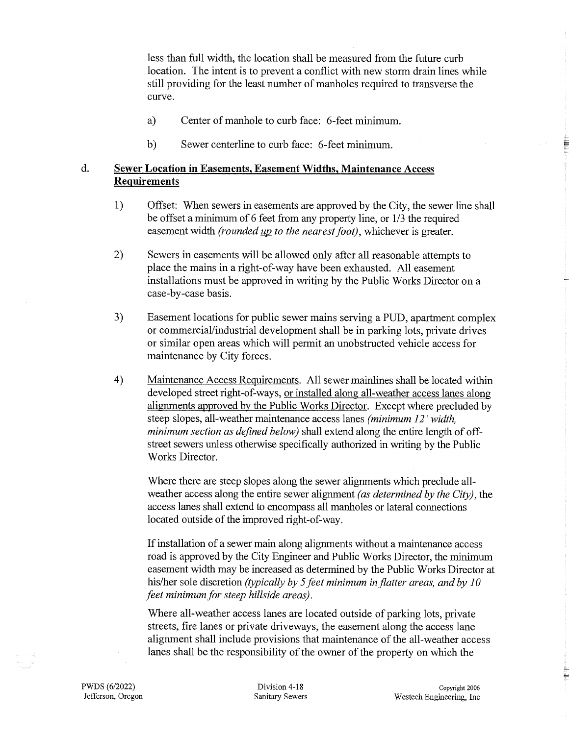less than full width, the location shall be measured from the future curb location. The intent is to prevent a conflict with new storm drain lines while still providing for the least number of manholes required to transverse the curve.

a) Center of manhole to curb face: 6-feet minimum.

b) Sewer centerline to curb face: 6-feet minimum.

d. **Sewer Location in Easements, Easement Widths, Maintenance Access Requirements**

1) Offset: When sewers in easements are approved by the City, the sewer line shall be offset a minimum of 6 feet from any property line, or 1/3 the required easement width *(rounded up to the nearest foot)*, whichever is greater.

2) Sewers in easements will be allowed only after all reasonable attempts to place the mains in a right-of-way have been exhausted. All easement installations must be approved in writing by the Public Works Director on a case-by-case basis.

3) Easement locations for public sewer mains serving a PUD, apartment complex or commercial/industrial development shall be in parking lots, private drives or similar open areas which will permit an unobstructed vehicle access for maintenance by City forces.

4) Maintenance Access Requirements. All sewer mainlines shall be located within developed street right-of-ways, or installed along all-weather access lanes along alignments approved by the Public Works Director. Except where precluded by steep slopes, all-weather maintenance access lanes *(minimum 12' width, minimum section as defined below)* shall extend along the entire length of off-street sewers unless otherwise specifically authorized in writing by the Public Works Director.

   Where there are steep slopes along the sewer alignments which preclude all-weather access along the entire sewer alignment *(as determined by the City)*, the access lanes shall extend to encompass all manholes or lateral connections located outside of the improved right-of-way.

   If installation of a sewer main along alignments without a maintenance access road is approved by the City Engineer and Public Works Director, the minimum easement width may be increased as determined by the Public Works Director at his/her sole discretion *(typically by 5 feet minimum in flatter areas, and by 10 feet minimum for steep hillside areas)*.

   Where all-weather access lanes are located outside of parking lots, private streets, fire lanes or private driveways, the easement along the access lane alignment shall include provisions that maintenance of the all-weather access lanes shall be the responsibility of the owner of the property on which the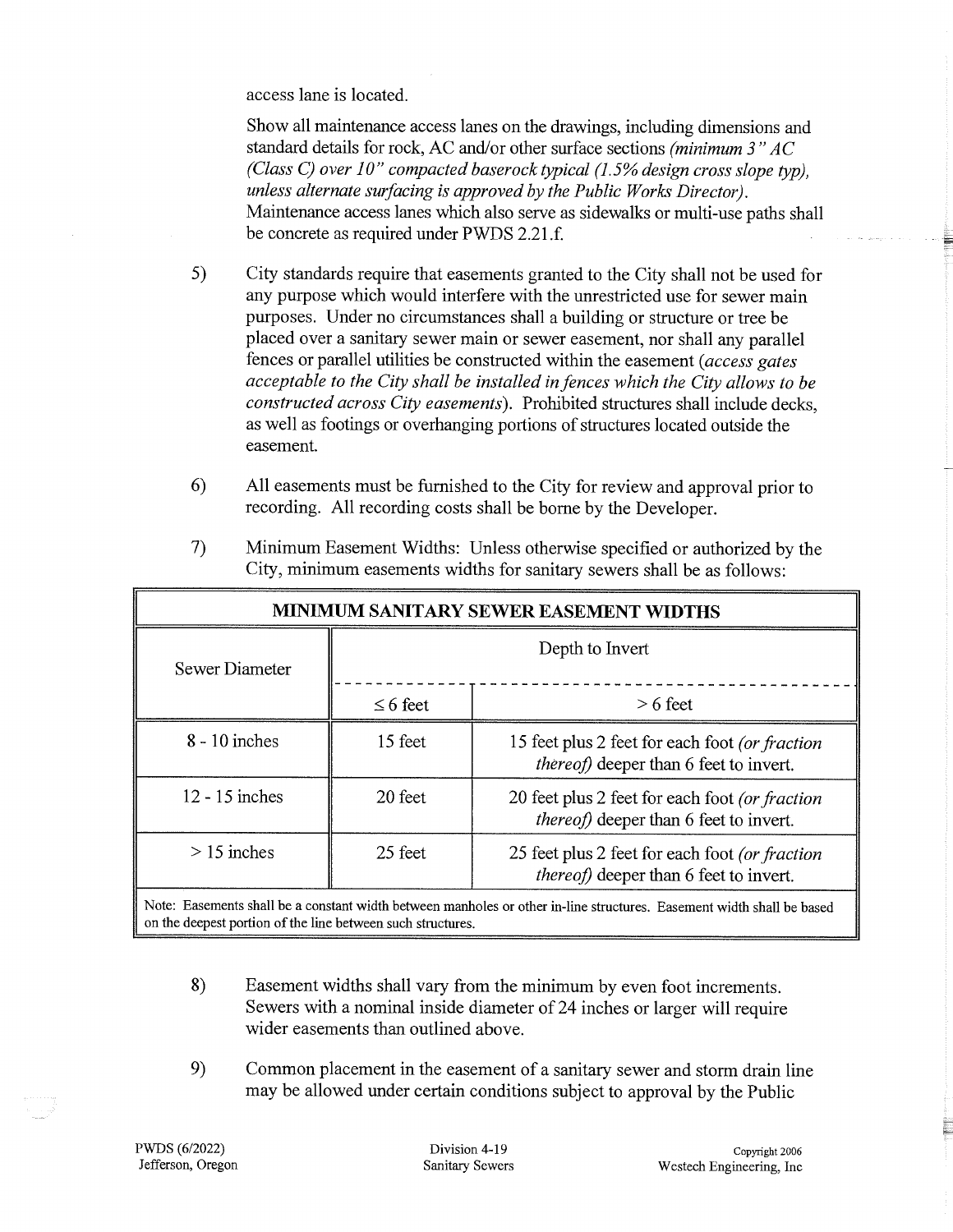access lane is located.

Show all maintenance access lanes on the drawings, including dimensions and standard details for rock, AC and/or other surface sections *(minimum 3" AC (Class C) over 10" compacted baserock typical (1.5% design cross slope typ), unless alternate surfacing is approved by the Public Works Director)*. Maintenance access lanes which also serve as sidewalks or multi-use paths shall be concrete as required under PWDS 2.21.f.

5) City standards require that easements granted to the City shall not be used for any purpose which would interfere with the unrestricted use for sewer main purposes. Under no circumstances shall a building or structure or tree be placed over a sanitary sewer main or sewer easement, nor shall any parallel fences or parallel utilities be constructed within the easement *(access gates acceptable to the City shall be installed in fences which the City allows to be constructed across City easements)*. Prohibited structures shall include decks, as well as footings or overhanging portions of structures located outside the easement.

6) All easements must be furnished to the City for review and approval prior to recording. All recording costs shall be borne by the Developer.

7) Minimum Easement Widths: Unless otherwise specified or authorized by the City, minimum easements widths for sanitary sewers shall be as follows:

| MINIMUM SANITARY SEWER EASEMENT WIDTHS | | |
|---|---|---|
| Sewer Diameter | Depth to Invert | |
| | ≤ 6 feet | > 6 feet |
| 8 - 10 inches | 15 feet | 15 feet plus 2 feet for each foot *(or fraction thereof)* deeper than 6 feet to invert. |
| 12 - 15 inches | 20 feet | 20 feet plus 2 feet for each foot *(or fraction thereof)* deeper than 6 feet to invert. |
| > 15 inches | 25 feet | 25 feet plus 2 feet for each foot *(or fraction thereof)* deeper than 6 feet to invert. |

Note: Easements shall be a constant width between manholes or other in-line structures. Easement width shall be based on the deepest portion of the line between such structures.

8) Easement widths shall vary from the minimum by even foot increments. Sewers with a nominal inside diameter of 24 inches or larger will require wider easements than outlined above.

9) Common placement in the easement of a sanitary sewer and storm drain line may be allowed under certain conditions subject to approval by the Public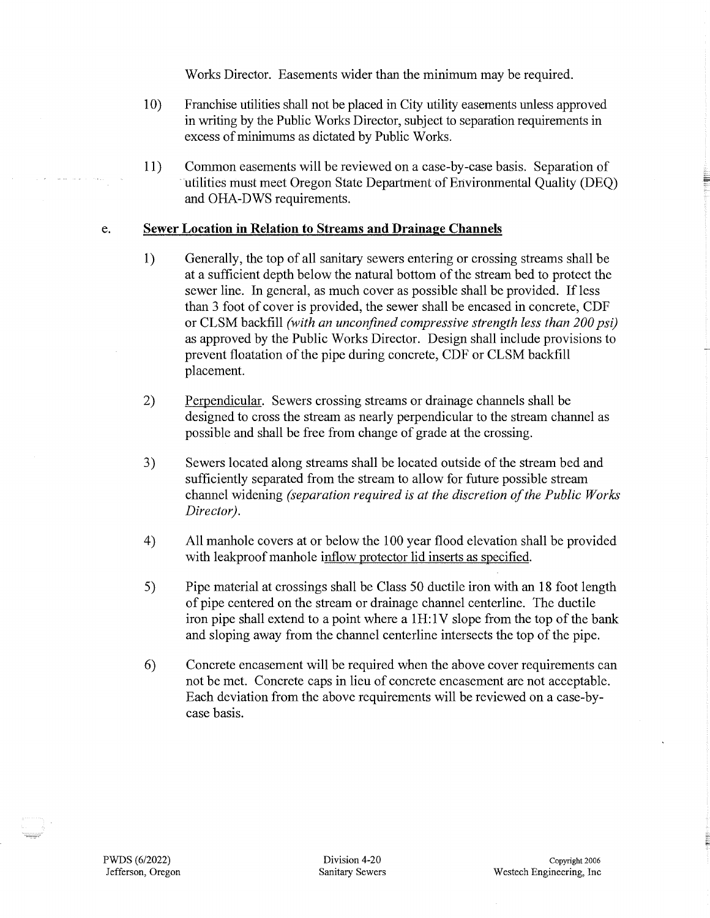Works Director. Easements wider than the minimum may be required.

10) Franchise utilities shall not be placed in City utility easements unless approved in writing by the Public Works Director, subject to separation requirements in excess of minimums as dictated by Public Works.

11) Common easements will be reviewed on a case-by-case basis. Separation of utilities must meet Oregon State Department of Environmental Quality (DEQ) and OHA-DWS requirements.

e. **Sewer Location in Relation to Streams and Drainage Channels**

1) Generally, the top of all sanitary sewers entering or crossing streams shall be at a sufficient depth below the natural bottom of the stream bed to protect the sewer line. In general, as much cover as possible shall be provided. If less than 3 foot of cover is provided, the sewer shall be encased in concrete, CDF or CLSM backfill *(with an unconfined compressive strength less than 200 psi)* as approved by the Public Works Director. Design shall include provisions to prevent floatation of the pipe during concrete, CDF or CLSM backfill placement.

2) Perpendicular. Sewers crossing streams or drainage channels shall be designed to cross the stream as nearly perpendicular to the stream channel as possible and shall be free from change of grade at the crossing.

3) Sewers located along streams shall be located outside of the stream bed and sufficiently separated from the stream to allow for future possible stream channel widening *(separation required is at the discretion of the Public Works Director)*.

4) All manhole covers at or below the 100 year flood elevation shall be provided with leakproof manhole inflow protector lid inserts as specified.

5) Pipe material at crossings shall be Class 50 ductile iron with an 18 foot length of pipe centered on the stream or drainage channel centerline. The ductile iron pipe shall extend to a point where a 1H:1V slope from the top of the bank and sloping away from the channel centerline intersects the top of the pipe.

6) Concrete encasement will be required when the above cover requirements can not be met. Concrete caps in lieu of concrete encasement are not acceptable. Each deviation from the above requirements will be reviewed on a case-by-case basis.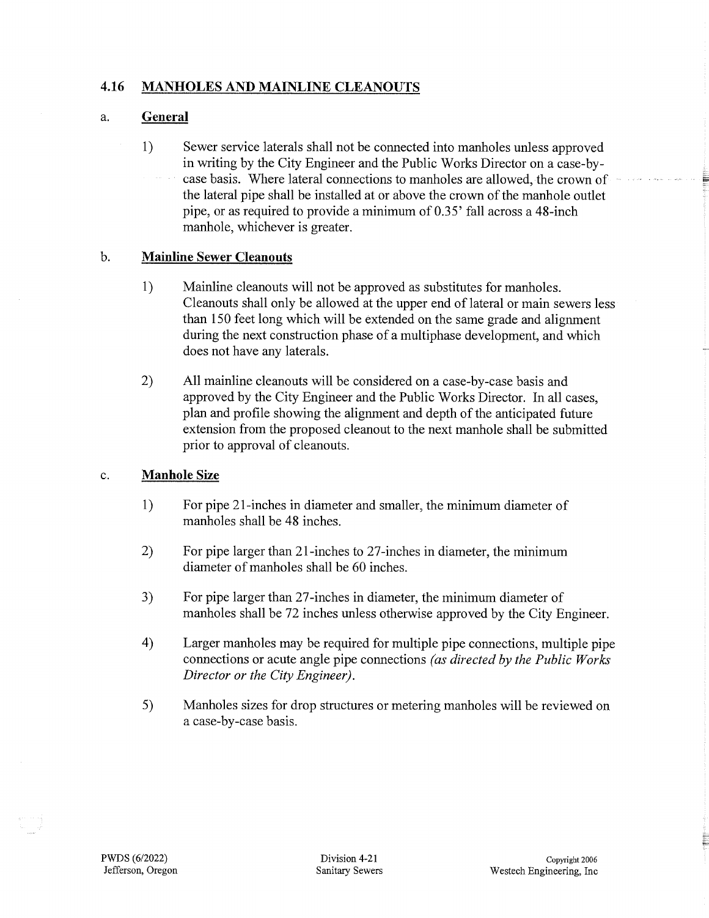## 4.16 MANHOLES AND MAINLINE CLEANOUTS

### a. General

1) Sewer service laterals shall not be connected into manholes unless approved in writing by the City Engineer and the Public Works Director on a case-by-case basis. Where lateral connections to manholes are allowed, the crown of the lateral pipe shall be installed at or above the crown of the manhole outlet pipe, or as required to provide a minimum of 0.35' fall across a 48-inch manhole, whichever is greater.

### b. Mainline Sewer Cleanouts

1) Mainline cleanouts will not be approved as substitutes for manholes. Cleanouts shall only be allowed at the upper end of lateral or main sewers less than 150 feet long which will be extended on the same grade and alignment during the next construction phase of a multiphase development, and which does not have any laterals.

2) All mainline cleanouts will be considered on a case-by-case basis and approved by the City Engineer and the Public Works Director. In all cases, plan and profile showing the alignment and depth of the anticipated future extension from the proposed cleanout to the next manhole shall be submitted prior to approval of cleanouts.

### c. Manhole Size

1) For pipe 21-inches in diameter and smaller, the minimum diameter of manholes shall be 48 inches.

2) For pipe larger than 21-inches to 27-inches in diameter, the minimum diameter of manholes shall be 60 inches.

3) For pipe larger than 27-inches in diameter, the minimum diameter of manholes shall be 72 inches unless otherwise approved by the City Engineer.

4) Larger manholes may be required for multiple pipe connections, multiple pipe connections or acute angle pipe connections *(as directed by the Public Works Director or the City Engineer).*

5) Manholes sizes for drop structures or metering manholes will be reviewed on a case-by-case basis.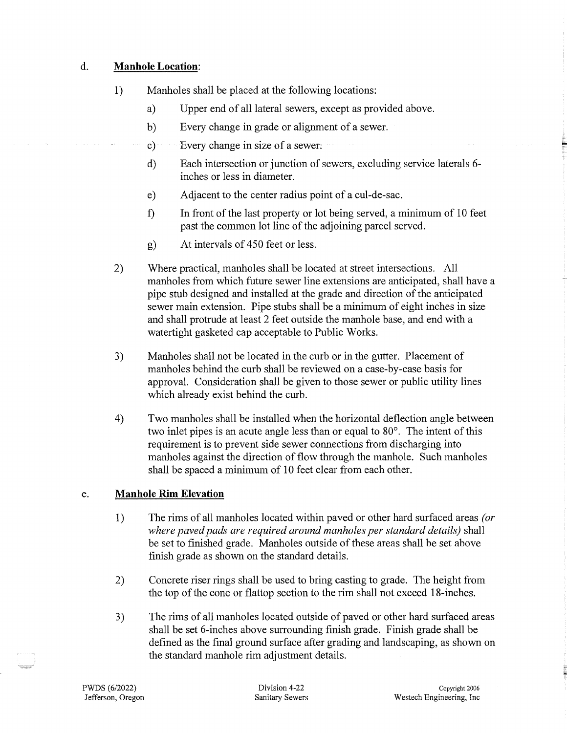d. **Manhole Location**:

1) Manholes shall be placed at the following locations:

   a) Upper end of all lateral sewers, except as provided above.

   b) Every change in grade or alignment of a sewer.

   c) Every change in size of a sewer.

   d) Each intersection or junction of sewers, excluding service laterals 6-inches or less in diameter.

   e) Adjacent to the center radius point of a cul-de-sac.

   f) In front of the last property or lot being served, a minimum of 10 feet past the common lot line of the adjoining parcel served.

   g) At intervals of 450 feet or less.

2) Where practical, manholes shall be located at street intersections. All manholes from which future sewer line extensions are anticipated, shall have a pipe stub designed and installed at the grade and direction of the anticipated sewer main extension. Pipe stubs shall be a minimum of eight inches in size and shall protrude at least 2 feet outside the manhole base, and end with a watertight gasketed cap acceptable to Public Works.

3) Manholes shall not be located in the curb or in the gutter. Placement of manholes behind the curb shall be reviewed on a case-by-case basis for approval. Consideration shall be given to those sewer or public utility lines which already exist behind the curb.

4) Two manholes shall be installed when the horizontal deflection angle between two inlet pipes is an acute angle less than or equal to 80°. The intent of this requirement is to prevent side sewer connections from discharging into manholes against the direction of flow through the manhole. Such manholes shall be spaced a minimum of 10 feet clear from each other.

e. **Manhole Rim Elevation**

1) The rims of all manholes located within paved or other hard surfaced areas *(or where paved pads are required around manholes per standard details)* shall be set to finished grade. Manholes outside of these areas shall be set above finish grade as shown on the standard details.

2) Concrete riser rings shall be used to bring casting to grade. The height from the top of the cone or flattop section to the rim shall not exceed 18-inches.

3) The rims of all manholes located outside of paved or other hard surfaced areas shall be set 6-inches above surrounding finish grade. Finish grade shall be defined as the final ground surface after grading and landscaping, as shown on the standard manhole rim adjustment details.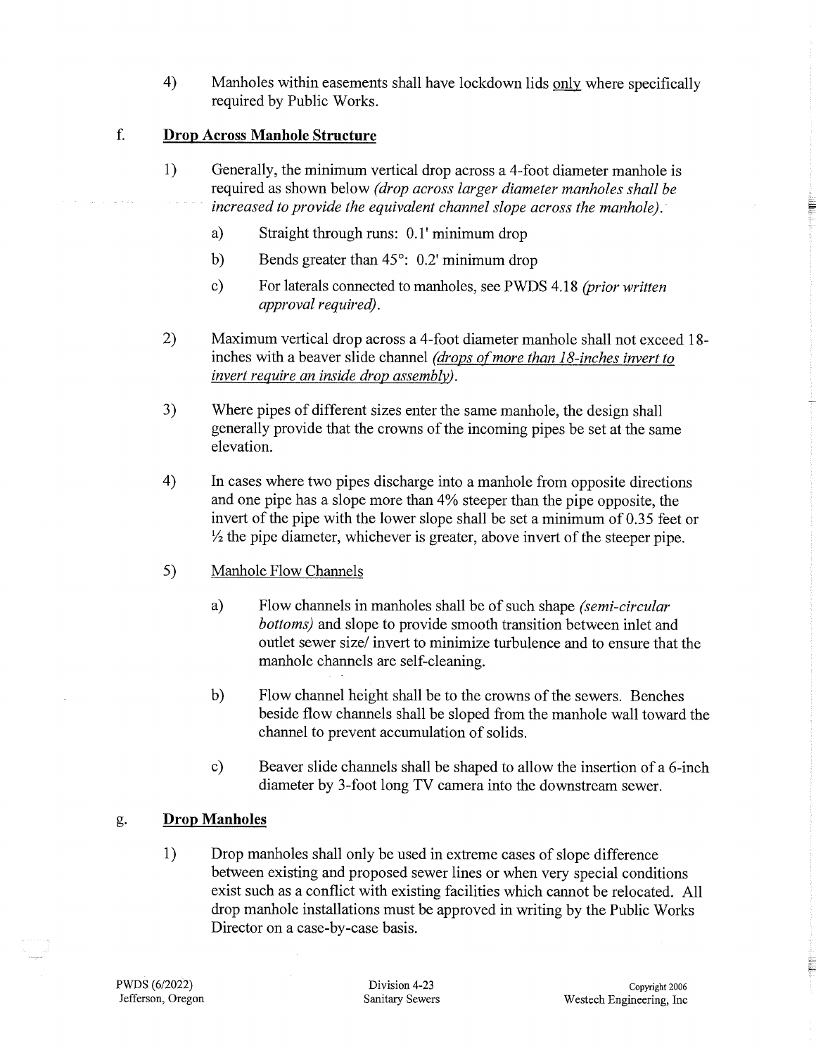4) Manholes within easements shall have lockdown lids only where specifically required by Public Works.

f. **Drop Across Manhole Structure**

1) Generally, the minimum vertical drop across a 4-foot diameter manhole is required as shown below *(drop across larger diameter manholes shall be increased to provide the equivalent channel slope across the manhole).*

   a) Straight through runs: 0.1' minimum drop

   b) Bends greater than 45°: 0.2' minimum drop

   c) For laterals connected to manholes, see PWDS 4.18 *(prior written approval required).*

2) Maximum vertical drop across a 4-foot diameter manhole shall not exceed 18-inches with a beaver slide channel *(drops of more than 18-inches invert to invert require an inside drop assembly).*

3) Where pipes of different sizes enter the same manhole, the design shall generally provide that the crowns of the incoming pipes be set at the same elevation.

4) In cases where two pipes discharge into a manhole from opposite directions and one pipe has a slope more than 4% steeper than the pipe opposite, the invert of the pipe with the lower slope shall be set a minimum of 0.35 feet or ½ the pipe diameter, whichever is greater, above invert of the steeper pipe.

5) Manhole Flow Channels

   a) Flow channels in manholes shall be of such shape *(semi-circular bottoms)* and slope to provide smooth transition between inlet and outlet sewer size/ invert to minimize turbulence and to ensure that the manhole channels are self-cleaning.

   b) Flow channel height shall be to the crowns of the sewers. Benches beside flow channels shall be sloped from the manhole wall toward the channel to prevent accumulation of solids.

   c) Beaver slide channels shall be shaped to allow the insertion of a 6-inch diameter by 3-foot long TV camera into the downstream sewer.

g. **Drop Manholes**

1) Drop manholes shall only be used in extreme cases of slope difference between existing and proposed sewer lines or when very special conditions exist such as a conflict with existing facilities which cannot be relocated. All drop manhole installations must be approved in writing by the Public Works Director on a case-by-case basis.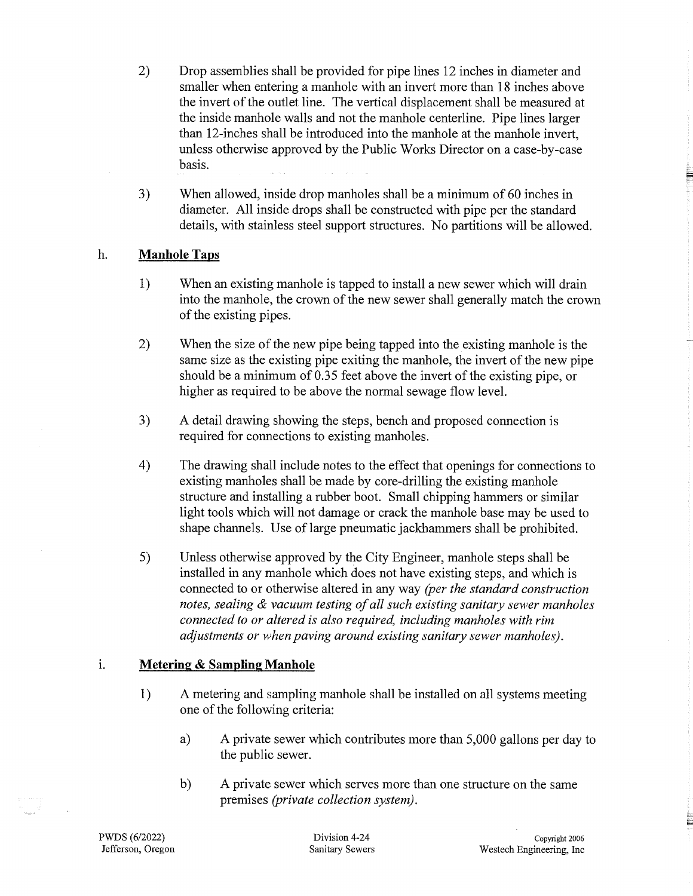2) Drop assemblies shall be provided for pipe lines 12 inches in diameter and smaller when entering a manhole with an invert more than 18 inches above the invert of the outlet line. The vertical displacement shall be measured at the inside manhole walls and not the manhole centerline. Pipe lines larger than 12-inches shall be introduced into the manhole at the manhole invert, unless otherwise approved by the Public Works Director on a case-by-case basis.

3) When allowed, inside drop manholes shall be a minimum of 60 inches in diameter. All inside drops shall be constructed with pipe per the standard details, with stainless steel support structures. No partitions will be allowed.

h. **Manhole Taps**

1) When an existing manhole is tapped to install a new sewer which will drain into the manhole, the crown of the new sewer shall generally match the crown of the existing pipes.

2) When the size of the new pipe being tapped into the existing manhole is the same size as the existing pipe exiting the manhole, the invert of the new pipe should be a minimum of 0.35 feet above the invert of the existing pipe, or higher as required to be above the normal sewage flow level.

3) A detail drawing showing the steps, bench and proposed connection is required for connections to existing manholes.

4) The drawing shall include notes to the effect that openings for connections to existing manholes shall be made by core-drilling the existing manhole structure and installing a rubber boot. Small chipping hammers or similar light tools which will not damage or crack the manhole base may be used to shape channels. Use of large pneumatic jackhammers shall be prohibited.

5) Unless otherwise approved by the City Engineer, manhole steps shall be installed in any manhole which does not have existing steps, and which is connected to or otherwise altered in any way *(per the standard construction notes, sealing & vacuum testing of all such existing sanitary sewer manholes connected to or altered is also required, including manholes with rim adjustments or when paving around existing sanitary sewer manholes).*

i. **Metering & Sampling Manhole**

1) A metering and sampling manhole shall be installed on all systems meeting one of the following criteria:

a) A private sewer which contributes more than 5,000 gallons per day to the public sewer.

b) A private sewer which serves more than one structure on the same premises *(private collection system).*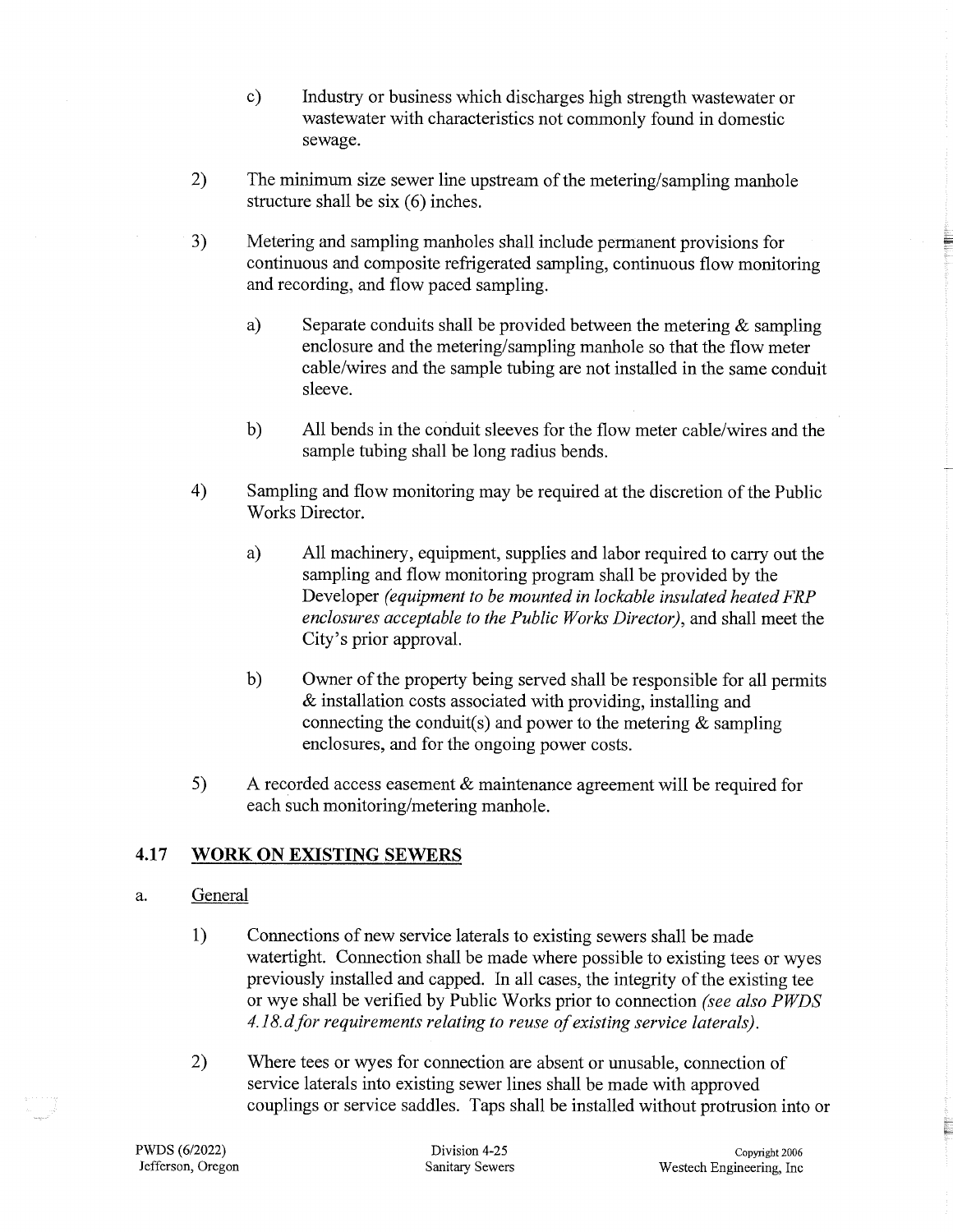c) Industry or business which discharges high strength wastewater or wastewater with characteristics not commonly found in domestic sewage.

2) The minimum size sewer line upstream of the metering/sampling manhole structure shall be six (6) inches.

3) Metering and sampling manholes shall include permanent provisions for continuous and composite refrigerated sampling, continuous flow monitoring and recording, and flow paced sampling.

   a) Separate conduits shall be provided between the metering & sampling enclosure and the metering/sampling manhole so that the flow meter cable/wires and the sample tubing are not installed in the same conduit sleeve.

   b) All bends in the conduit sleeves for the flow meter cable/wires and the sample tubing shall be long radius bends.

4) Sampling and flow monitoring may be required at the discretion of the Public Works Director.

   a) All machinery, equipment, supplies and labor required to carry out the sampling and flow monitoring program shall be provided by the Developer *(equipment to be mounted in lockable insulated heated FRP enclosures acceptable to the Public Works Director)*, and shall meet the City's prior approval.

   b) Owner of the property being served shall be responsible for all permits & installation costs associated with providing, installing and connecting the conduit(s) and power to the metering & sampling enclosures, and for the ongoing power costs.

5) A recorded access easement & maintenance agreement will be required for each such monitoring/metering manhole.

## 4.17 WORK ON EXISTING SEWERS

a. General

1) Connections of new service laterals to existing sewers shall be made watertight. Connection shall be made where possible to existing tees or wyes previously installed and capped. In all cases, the integrity of the existing tee or wye shall be verified by Public Works prior to connection *(see also PWDS 4.18.d for requirements relating to reuse of existing service laterals)*.

2) Where tees or wyes for connection are absent or unusable, connection of service laterals into existing sewer lines shall be made with approved couplings or service saddles. Taps shall be installed without protrusion into or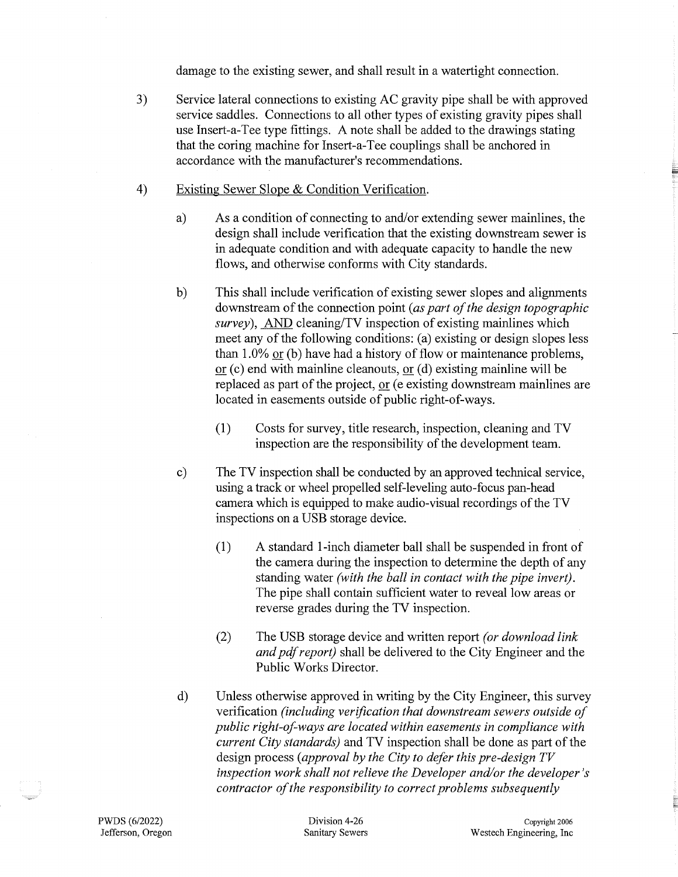damage to the existing sewer, and shall result in a watertight connection.

3) Service lateral connections to existing AC gravity pipe shall be with approved service saddles. Connections to all other types of existing gravity pipes shall use Insert-a-Tee type fittings. A note shall be added to the drawings stating that the coring machine for Insert-a-Tee couplings shall be anchored in accordance with the manufacturer's recommendations.

4) Existing Sewer Slope & Condition Verification.

   a) As a condition of connecting to and/or extending sewer mainlines, the design shall include verification that the existing downstream sewer is in adequate condition and with adequate capacity to handle the new flows, and otherwise conforms with City standards.

   b) This shall include verification of existing sewer slopes and alignments downstream of the connection point *(as part of the design topographic survey)*, AND cleaning/TV inspection of existing mainlines which meet any of the following conditions: (a) existing or design slopes less than 1.0% or (b) have had a history of flow or maintenance problems, or (c) end with mainline cleanouts, or (d) existing mainline will be replaced as part of the project, or (e existing downstream mainlines are located in easements outside of public right-of-ways.

      (1) Costs for survey, title research, inspection, cleaning and TV inspection are the responsibility of the development team.

   c) The TV inspection shall be conducted by an approved technical service, using a track or wheel propelled self-leveling auto-focus pan-head camera which is equipped to make audio-visual recordings of the TV inspections on a USB storage device.

      (1) A standard 1-inch diameter ball shall be suspended in front of the camera during the inspection to determine the depth of any standing water *(with the ball in contact with the pipe invert)*. The pipe shall contain sufficient water to reveal low areas or reverse grades during the TV inspection.

      (2) The USB storage device and written report *(or download link and pdf report)* shall be delivered to the City Engineer and the Public Works Director.

   d) Unless otherwise approved in writing by the City Engineer, this survey verification *(including verification that downstream sewers outside of public right-of-ways are located within easements in compliance with current City standards)* and TV inspection shall be done as part of the design process *(approval by the City to defer this pre-design TV inspection work shall not relieve the Developer and/or the developer's contractor of the responsibility to correct problems subsequently*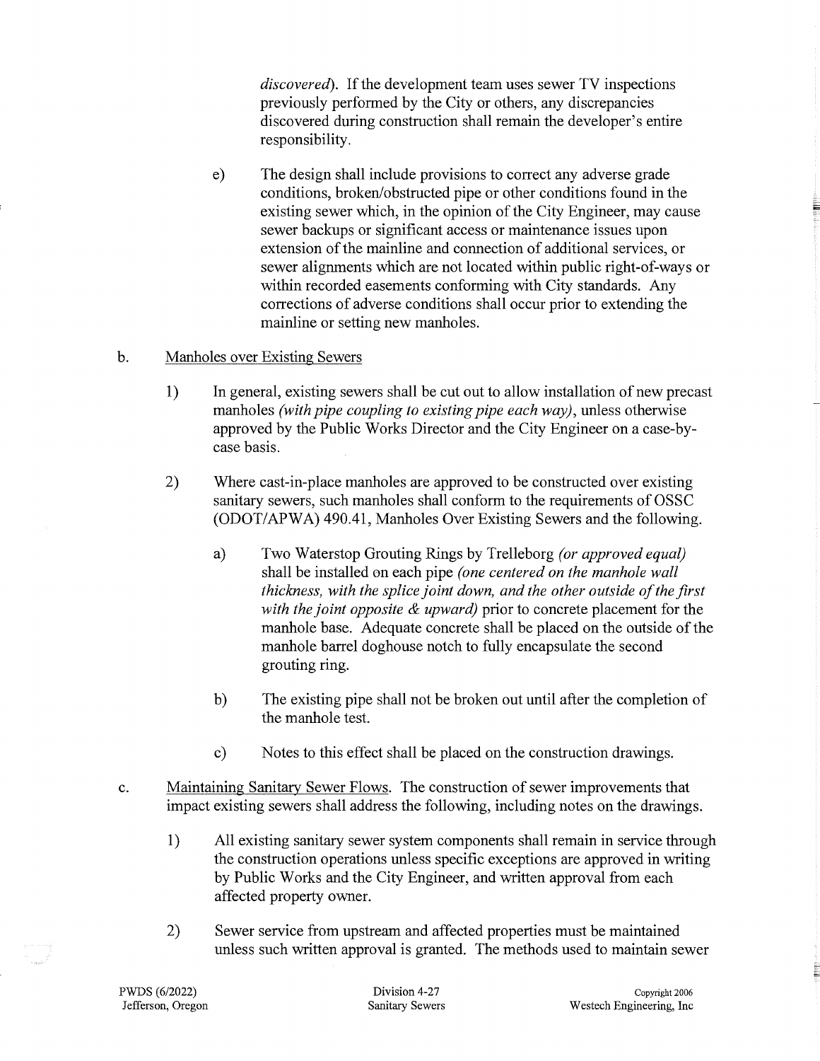*discovered*). If the development team uses sewer TV inspections previously performed by the City or others, any discrepancies discovered during construction shall remain the developer's entire responsibility.

e) The design shall include provisions to correct any adverse grade conditions, broken/obstructed pipe or other conditions found in the existing sewer which, in the opinion of the City Engineer, may cause sewer backups or significant access or maintenance issues upon extension of the mainline and connection of additional services, or sewer alignments which are not located within public right-of-ways or within recorded easements conforming with City standards. Any corrections of adverse conditions shall occur prior to extending the mainline or setting new manholes.

b. Manholes over Existing Sewers

1) In general, existing sewers shall be cut out to allow installation of new precast manholes *(with pipe coupling to existing pipe each way)*, unless otherwise approved by the Public Works Director and the City Engineer on a case-by-case basis.

2) Where cast-in-place manholes are approved to be constructed over existing sanitary sewers, such manholes shall conform to the requirements of OSSC (ODOT/APWA) 490.41, Manholes Over Existing Sewers and the following.

   a) Two Waterstop Grouting Rings by Trelleborg *(or approved equal)* shall be installed on each pipe *(one centered on the manhole wall thickness, with the splice joint down, and the other outside of the first with the joint opposite & upward)* prior to concrete placement for the manhole base. Adequate concrete shall be placed on the outside of the manhole barrel doghouse notch to fully encapsulate the second grouting ring.

   b) The existing pipe shall not be broken out until after the completion of the manhole test.

   c) Notes to this effect shall be placed on the construction drawings.

c. Maintaining Sanitary Sewer Flows. The construction of sewer improvements that impact existing sewers shall address the following, including notes on the drawings.

1) All existing sanitary sewer system components shall remain in service through the construction operations unless specific exceptions are approved in writing by Public Works and the City Engineer, and written approval from each affected property owner.

2) Sewer service from upstream and affected properties must be maintained unless such written approval is granted. The methods used to maintain sewer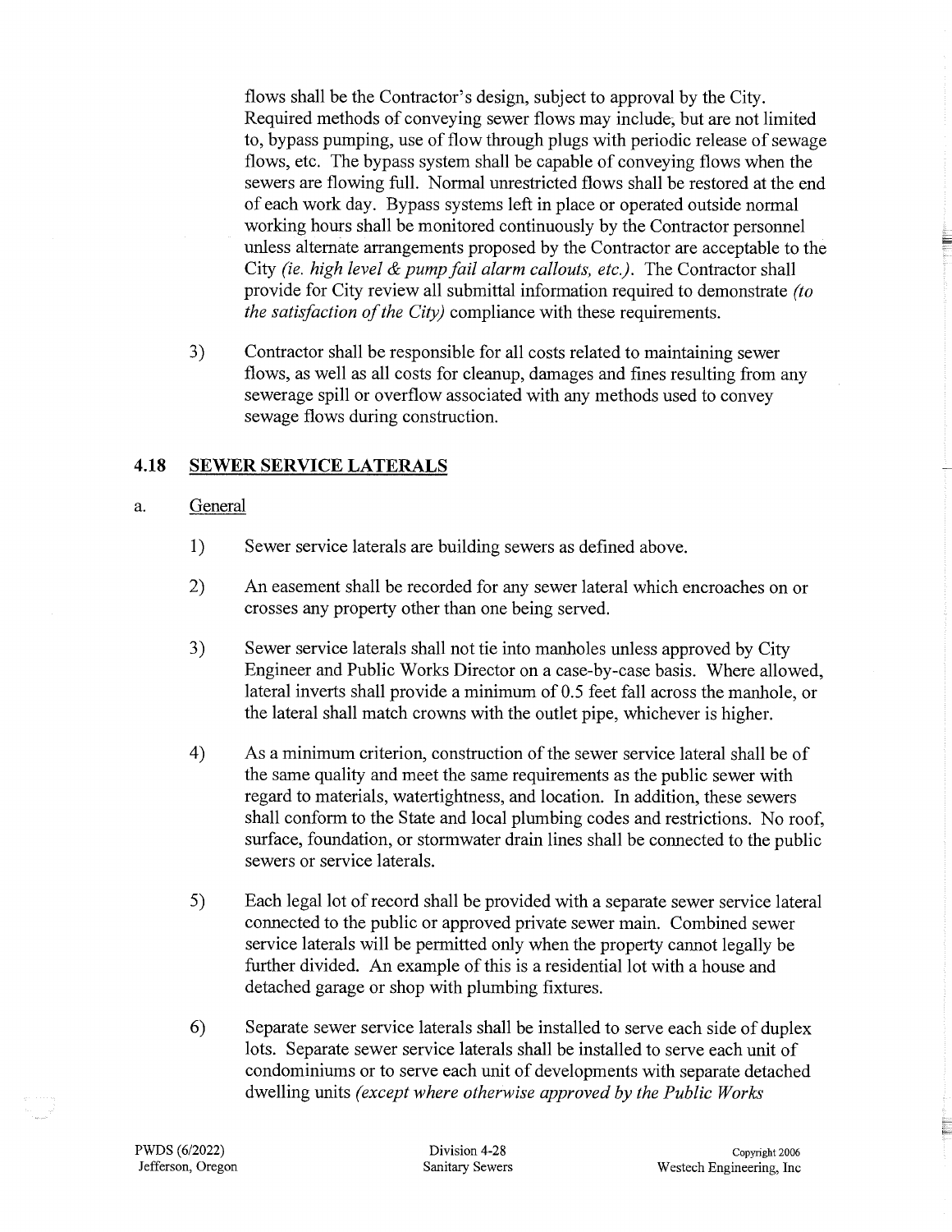flows shall be the Contractor's design, subject to approval by the City. Required methods of conveying sewer flows may include, but are not limited to, bypass pumping, use of flow through plugs with periodic release of sewage flows, etc. The bypass system shall be capable of conveying flows when the sewers are flowing full. Normal unrestricted flows shall be restored at the end of each work day. Bypass systems left in place or operated outside normal working hours shall be monitored continuously by the Contractor personnel unless alternate arrangements proposed by the Contractor are acceptable to the City *(ie. high level & pump fail alarm callouts, etc.)*. The Contractor shall provide for City review all submittal information required to demonstrate *(to the satisfaction of the City)* compliance with these requirements.

3) Contractor shall be responsible for all costs related to maintaining sewer flows, as well as all costs for cleanup, damages and fines resulting from any sewerage spill or overflow associated with any methods used to convey sewage flows during construction.

## 4.18 SEWER SERVICE LATERALS

a. General

1) Sewer service laterals are building sewers as defined above.

2) An easement shall be recorded for any sewer lateral which encroaches on or crosses any property other than one being served.

3) Sewer service laterals shall not tie into manholes unless approved by City Engineer and Public Works Director on a case-by-case basis. Where allowed, lateral inverts shall provide a minimum of 0.5 feet fall across the manhole, or the lateral shall match crowns with the outlet pipe, whichever is higher.

4) As a minimum criterion, construction of the sewer service lateral shall be of the same quality and meet the same requirements as the public sewer with regard to materials, watertightness, and location. In addition, these sewers shall conform to the State and local plumbing codes and restrictions. No roof, surface, foundation, or stormwater drain lines shall be connected to the public sewers or service laterals.

5) Each legal lot of record shall be provided with a separate sewer service lateral connected to the public or approved private sewer main. Combined sewer service laterals will be permitted only when the property cannot legally be further divided. An example of this is a residential lot with a house and detached garage or shop with plumbing fixtures.

6) Separate sewer service laterals shall be installed to serve each side of duplex lots. Separate sewer service laterals shall be installed to serve each unit of condominiums or to serve each unit of developments with separate detached dwelling units *(except where otherwise approved by the Public Works*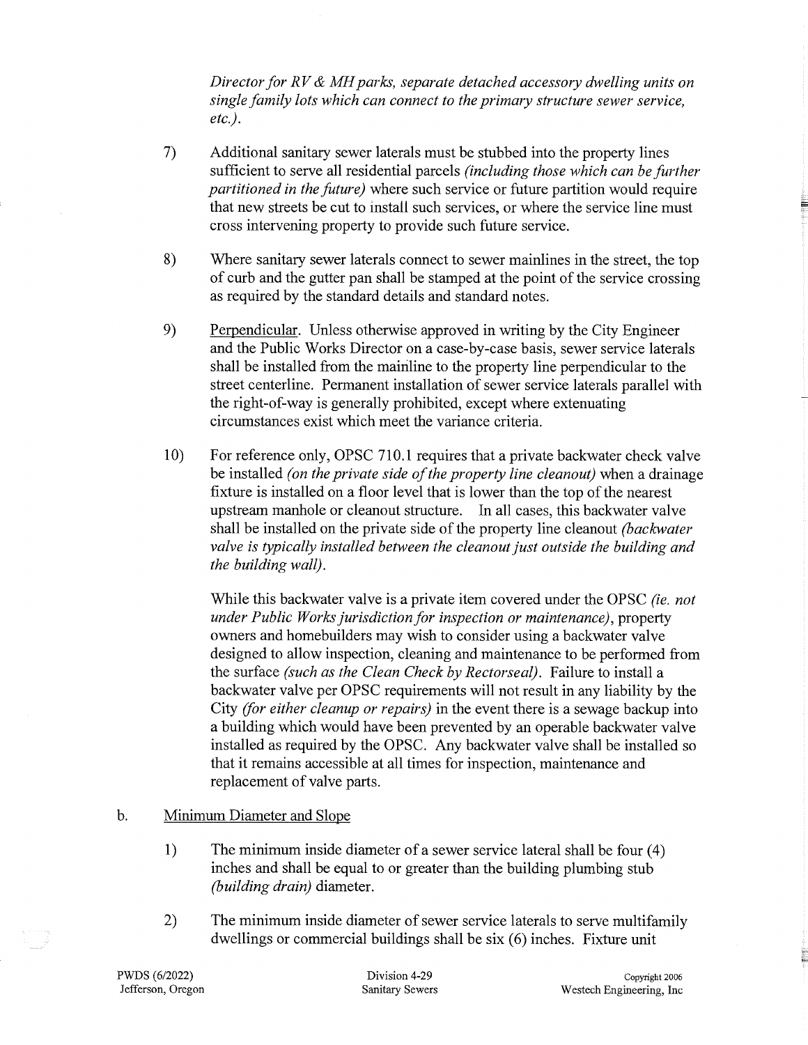*Director for RV & MH parks, separate detached accessory dwelling units on single family lots which can connect to the primary structure sewer service, etc.).*

7) Additional sanitary sewer laterals must be stubbed into the property lines sufficient to serve all residential parcels *(including those which can be further partitioned in the future)* where such service or future partition would require that new streets be cut to install such services, or where the service line must cross intervening property to provide such future service.

8) Where sanitary sewer laterals connect to sewer mainlines in the street, the top of curb and the gutter pan shall be stamped at the point of the service crossing as required by the standard details and standard notes.

9) <u>Perpendicular</u>. Unless otherwise approved in writing by the City Engineer and the Public Works Director on a case-by-case basis, sewer service laterals shall be installed from the mainline to the property line perpendicular to the street centerline. Permanent installation of sewer service laterals parallel with the right-of-way is generally prohibited, except where extenuating circumstances exist which meet the variance criteria.

10) For reference only, OPSC 710.1 requires that a private backwater check valve be installed *(on the private side of the property line cleanout)* when a drainage fixture is installed on a floor level that is lower than the top of the nearest upstream manhole or cleanout structure. In all cases, this backwater valve shall be installed on the private side of the property line cleanout *(backwater valve is typically installed between the cleanout just outside the building and the building wall).*

    While this backwater valve is a private item covered under the OPSC *(ie. not under Public Works jurisdiction for inspection or maintenance)*, property owners and homebuilders may wish to consider using a backwater valve designed to allow inspection, cleaning and maintenance to be performed from the surface *(such as the Clean Check by Rectorseal)*. Failure to install a backwater valve per OPSC requirements will not result in any liability by the City *(for either cleanup or repairs)* in the event there is a sewage backup into a building which would have been prevented by an operable backwater valve installed as required by the OPSC. Any backwater valve shall be installed so that it remains accessible at all times for inspection, maintenance and replacement of valve parts.

b. <u>Minimum Diameter and Slope</u>

1) The minimum inside diameter of a sewer service lateral shall be four (4) inches and shall be equal to or greater than the building plumbing stub *(building drain)* diameter.

2) The minimum inside diameter of sewer service laterals to serve multifamily dwellings or commercial buildings shall be six (6) inches. Fixture unit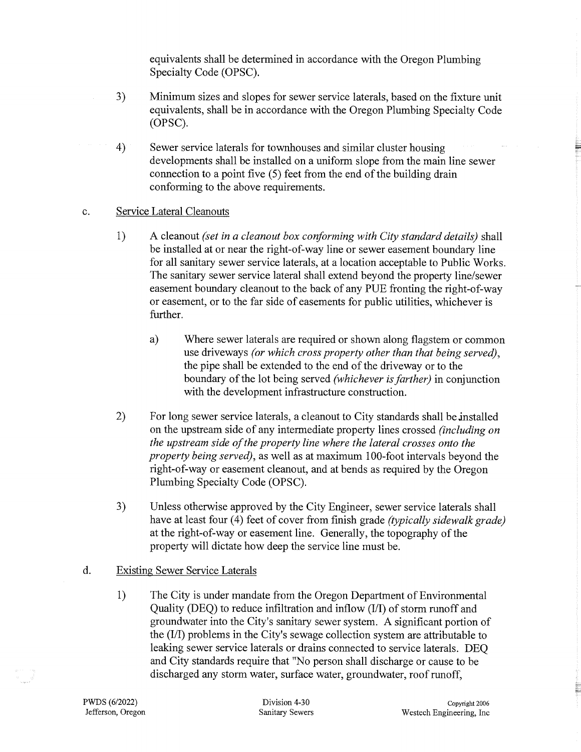equivalents shall be determined in accordance with the Oregon Plumbing Specialty Code (OPSC).

3) Minimum sizes and slopes for sewer service laterals, based on the fixture unit equivalents, shall be in accordance with the Oregon Plumbing Specialty Code (OPSC).

4) Sewer service laterals for townhouses and similar cluster housing developments shall be installed on a uniform slope from the main line sewer connection to a point five (5) feet from the end of the building drain conforming to the above requirements.

c. Service Lateral Cleanouts

1) A cleanout *(set in a cleanout box conforming with City standard details)* shall be installed at or near the right-of-way line or sewer easement boundary line for all sanitary sewer service laterals, at a location acceptable to Public Works. The sanitary sewer service lateral shall extend beyond the property line/sewer easement boundary cleanout to the back of any PUE fronting the right-of-way or easement, or to the far side of easements for public utilities, whichever is further.

   a) Where sewer laterals are required or shown along flagstem or common use driveways *(or which cross property other than that being served)*, the pipe shall be extended to the end of the driveway or to the boundary of the lot being served *(whichever is farther)* in conjunction with the development infrastructure construction.

2) For long sewer service laterals, a cleanout to City standards shall be installed on the upstream side of any intermediate property lines crossed *(including on the upstream side of the property line where the lateral crosses onto the property being served)*, as well as at maximum 100-foot intervals beyond the right-of-way or easement cleanout, and at bends as required by the Oregon Plumbing Specialty Code (OPSC).

3) Unless otherwise approved by the City Engineer, sewer service laterals shall have at least four (4) feet of cover from finish grade *(typically sidewalk grade)* at the right-of-way or easement line. Generally, the topography of the property will dictate how deep the service line must be.

d. Existing Sewer Service Laterals

1) The City is under mandate from the Oregon Department of Environmental Quality (DEQ) to reduce infiltration and inflow (I/I) of storm runoff and groundwater into the City's sanitary sewer system. A significant portion of the (I/I) problems in the City's sewage collection system are attributable to leaking sewer service laterals or drains connected to service laterals. DEQ and City standards require that "No person shall discharge or cause to be discharged any storm water, surface water, groundwater, roof runoff,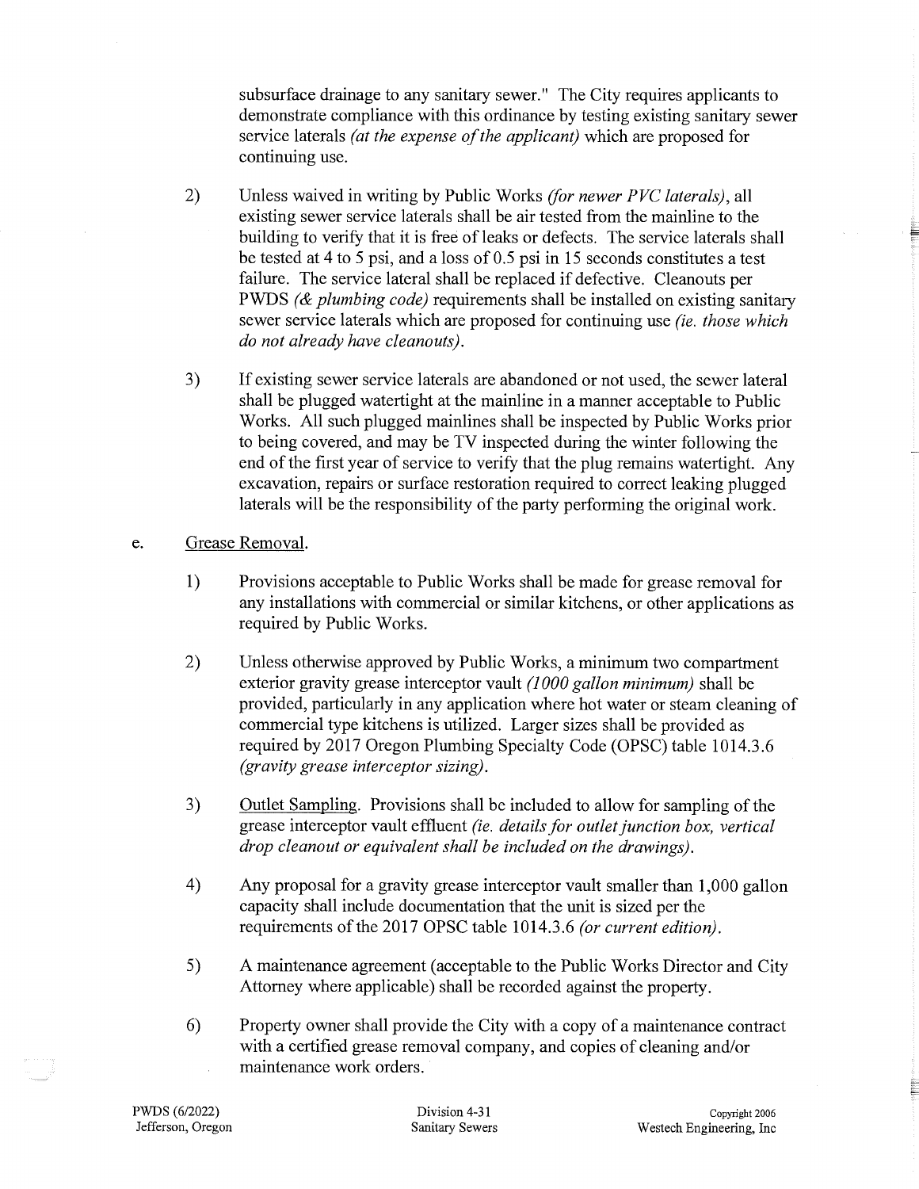subsurface drainage to any sanitary sewer." The City requires applicants to demonstrate compliance with this ordinance by testing existing sanitary sewer service laterals *(at the expense of the applicant)* which are proposed for continuing use.

2) Unless waived in writing by Public Works *(for newer PVC laterals)*, all existing sewer service laterals shall be air tested from the mainline to the building to verify that it is free of leaks or defects. The service laterals shall be tested at 4 to 5 psi, and a loss of 0.5 psi in 15 seconds constitutes a test failure. The service lateral shall be replaced if defective. Cleanouts per PWDS *(& plumbing code)* requirements shall be installed on existing sanitary sewer service laterals which are proposed for continuing use *(ie. those which do not already have cleanouts)*.

3) If existing sewer service laterals are abandoned or not used, the sewer lateral shall be plugged watertight at the mainline in a manner acceptable to Public Works. All such plugged mainlines shall be inspected by Public Works prior to being covered, and may be TV inspected during the winter following the end of the first year of service to verify that the plug remains watertight. Any excavation, repairs or surface restoration required to correct leaking plugged laterals will be the responsibility of the party performing the original work.

e. <u>Grease Removal</u>.

1) Provisions acceptable to Public Works shall be made for grease removal for any installations with commercial or similar kitchens, or other applications as required by Public Works.

2) Unless otherwise approved by Public Works, a minimum two compartment exterior gravity grease interceptor vault *(1000 gallon minimum)* shall be provided, particularly in any application where hot water or steam cleaning of commercial type kitchens is utilized. Larger sizes shall be provided as required by 2017 Oregon Plumbing Specialty Code (OPSC) table 1014.3.6 *(gravity grease interceptor sizing)*.

3) <u>Outlet Sampling</u>. Provisions shall be included to allow for sampling of the grease interceptor vault effluent *(ie. details for outlet junction box, vertical drop cleanout or equivalent shall be included on the drawings)*.

4) Any proposal for a gravity grease interceptor vault smaller than 1,000 gallon capacity shall include documentation that the unit is sized per the requirements of the 2017 OPSC table 1014.3.6 *(or current edition)*.

5) A maintenance agreement (acceptable to the Public Works Director and City Attorney where applicable) shall be recorded against the property.

6) Property owner shall provide the City with a copy of a maintenance contract with a certified grease removal company, and copies of cleaning and/or maintenance work orders.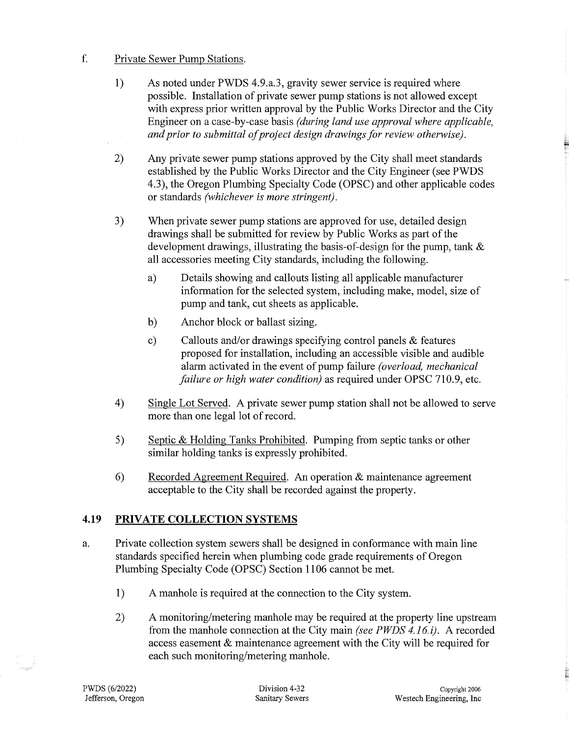f. Private Sewer Pump Stations.

1) As noted under PWDS 4.9.a.3, gravity sewer service is required where possible. Installation of private sewer pump stations is not allowed except with express prior written approval by the Public Works Director and the City Engineer on a case-by-case basis *(during land use approval where applicable, and prior to submittal of project design drawings for review otherwise)*.

2) Any private sewer pump stations approved by the City shall meet standards established by the Public Works Director and the City Engineer (see PWDS 4.3), the Oregon Plumbing Specialty Code (OPSC) and other applicable codes or standards *(whichever is more stringent)*.

3) When private sewer pump stations are approved for use, detailed design drawings shall be submitted for review by Public Works as part of the development drawings, illustrating the basis-of-design for the pump, tank & all accessories meeting City standards, including the following.

   a) Details showing and callouts listing all applicable manufacturer information for the selected system, including make, model, size of pump and tank, cut sheets as applicable.

   b) Anchor block or ballast sizing.

   c) Callouts and/or drawings specifying control panels & features proposed for installation, including an accessible visible and audible alarm activated in the event of pump failure *(overload, mechanical failure or high water condition)* as required under OPSC 710.9, etc.

4) Single Lot Served. A private sewer pump station shall not be allowed to serve more than one legal lot of record.

5) Septic & Holding Tanks Prohibited. Pumping from septic tanks or other similar holding tanks is expressly prohibited.

6) Recorded Agreement Required. An operation & maintenance agreement acceptable to the City shall be recorded against the property.

## 4.19 PRIVATE COLLECTION SYSTEMS

a. Private collection system sewers shall be designed in conformance with main line standards specified herein when plumbing code grade requirements of Oregon Plumbing Specialty Code (OPSC) Section 1106 cannot be met.

1) A manhole is required at the connection to the City system.

2) A monitoring/metering manhole may be required at the property line upstream from the manhole connection at the City main *(see PWDS 4.16.i)*. A recorded access easement & maintenance agreement with the City will be required for each such monitoring/metering manhole.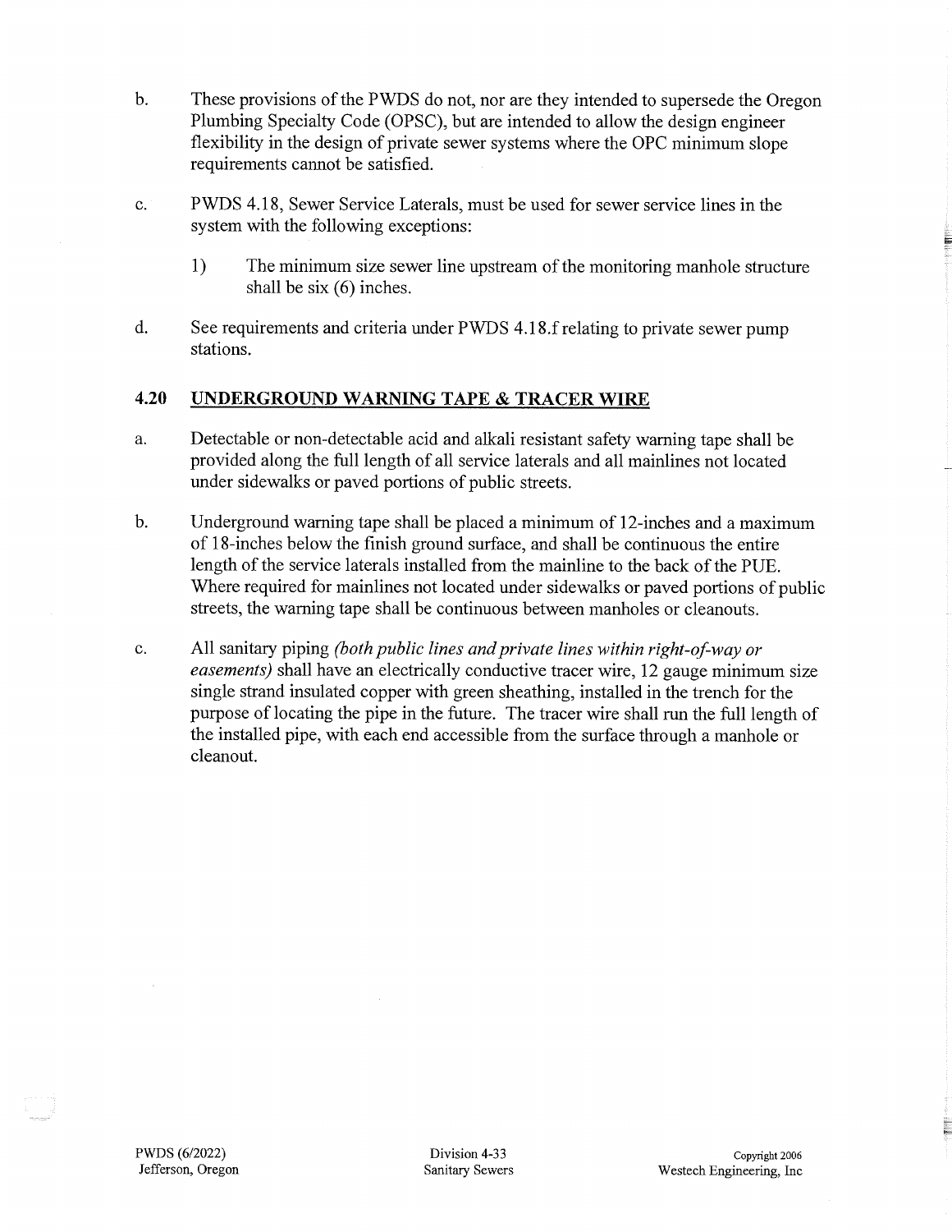b. These provisions of the PWDS do not, nor are they intended to supersede the Oregon Plumbing Specialty Code (OPSC), but are intended to allow the design engineer flexibility in the design of private sewer systems where the OPC minimum slope requirements cannot be satisfied.

c. PWDS 4.18, Sewer Service Laterals, must be used for sewer service lines in the system with the following exceptions:

   1) The minimum size sewer line upstream of the monitoring manhole structure shall be six (6) inches.

d. See requirements and criteria under PWDS 4.18.f relating to private sewer pump stations.

## 4.20 UNDERGROUND WARNING TAPE & TRACER WIRE

a. Detectable or non-detectable acid and alkali resistant safety warning tape shall be provided along the full length of all service laterals and all mainlines not located under sidewalks or paved portions of public streets.

b. Underground warning tape shall be placed a minimum of 12-inches and a maximum of 18-inches below the finish ground surface, and shall be continuous the entire length of the service laterals installed from the mainline to the back of the PUE. Where required for mainlines not located under sidewalks or paved portions of public streets, the warning tape shall be continuous between manholes or cleanouts.

c. All sanitary piping *(both public lines and private lines within right-of-way or easements)* shall have an electrically conductive tracer wire, 12 gauge minimum size single strand insulated copper with green sheathing, installed in the trench for the purpose of locating the pipe in the future. The tracer wire shall run the full length of the installed pipe, with each end accessible from the surface through a manhole or cleanout.